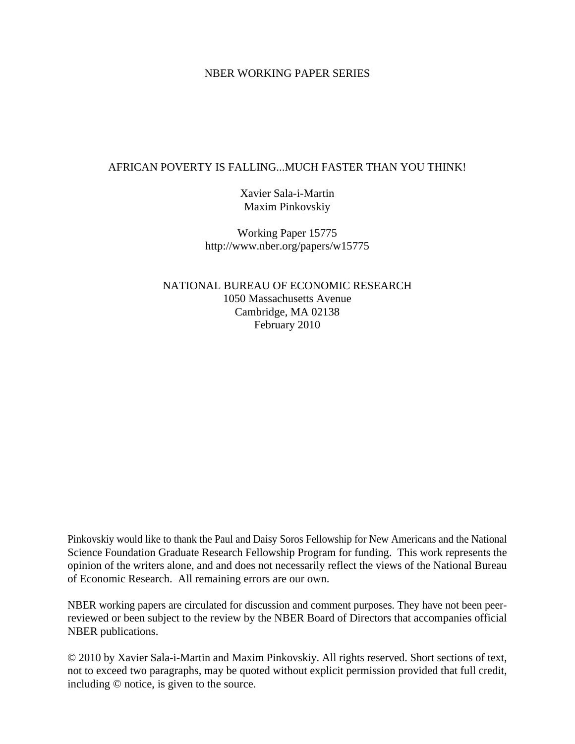NBER WORKING PAPER SERIES

# AFRICAN POVERTY IS FALLING...MUCH FASTER THAN YOU THINK!

Xavier Sala-i-Martin
Maxim Pinkovskiy

Working Paper 15775
http://www.nber.org/papers/w15775

NATIONAL BUREAU OF ECONOMIC RESEARCH
1050 Massachusetts Avenue
Cambridge, MA 02138
February 2010

Pinkovskiy would like to thank the Paul and Daisy Soros Fellowship for New Americans and the National Science Foundation Graduate Research Fellowship Program for funding. This work represents the opinion of the writers alone, and and does not necessarily reflect the views of the National Bureau of Economic Research. All remaining errors are our own.

NBER working papers are circulated for discussion and comment purposes. They have not been peer-reviewed or been subject to the review by the NBER Board of Directors that accompanies official NBER publications.

© 2010 by Xavier Sala-i-Martin and Maxim Pinkovskiy. All rights reserved. Short sections of text, not to exceed two paragraphs, may be quoted without explicit permission provided that full credit, including © notice, is given to the source.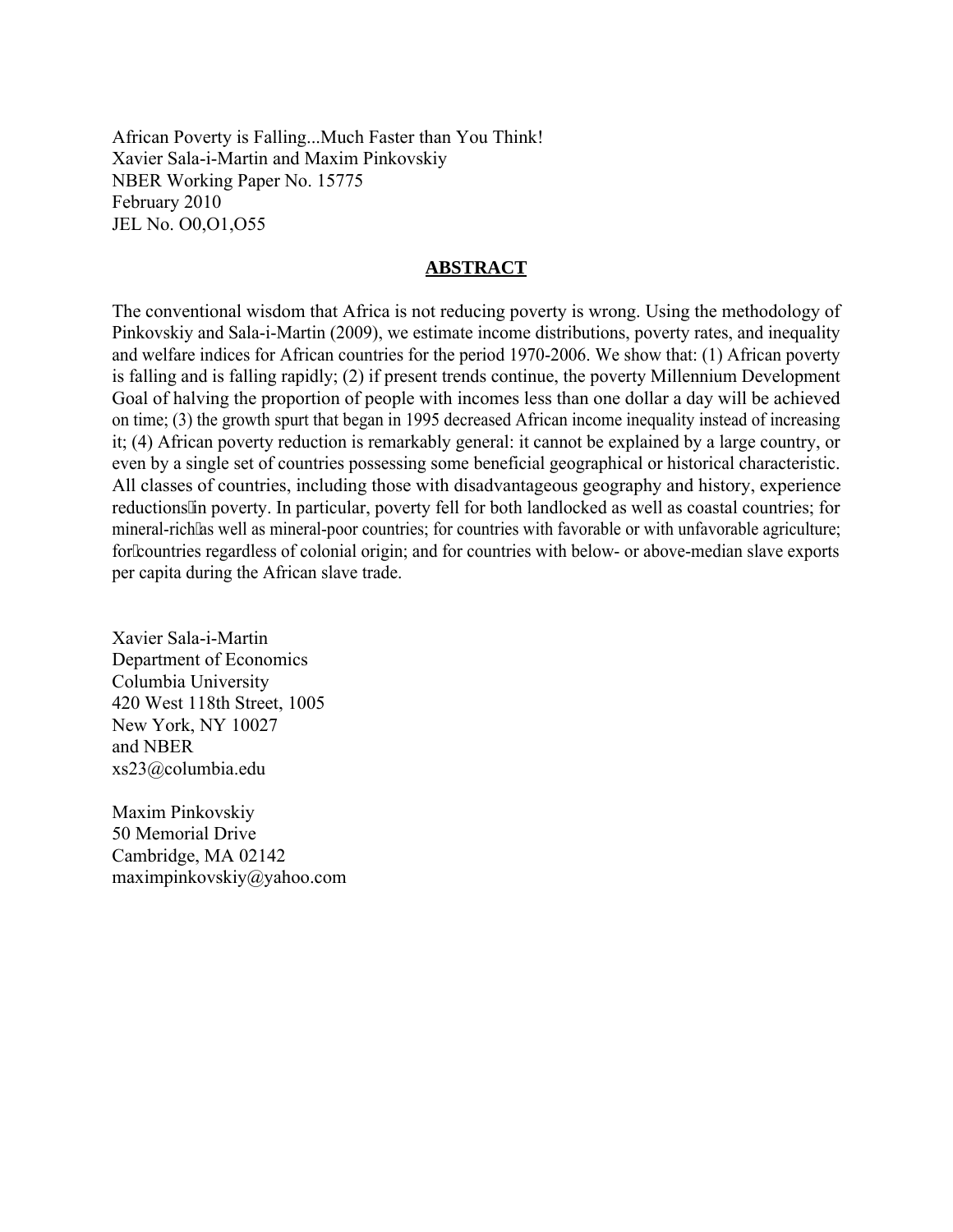African Poverty is Falling...Much Faster than You Think!
Xavier Sala-i-Martin and Maxim Pinkovskiy
NBER Working Paper No. 15775
February 2010
JEL No. O0,O1,O55

## ABSTRACT

The conventional wisdom that Africa is not reducing poverty is wrong. Using the methodology of Pinkovskiy and Sala-i-Martin (2009), we estimate income distributions, poverty rates, and inequality and welfare indices for African countries for the period 1970-2006. We show that: (1) African poverty is falling and is falling rapidly; (2) if present trends continue, the poverty Millennium Development Goal of halving the proportion of people with incomes less than one dollar a day will be achieved on time; (3) the growth spurt that began in 1995 decreased African income inequality instead of increasing it; (4) African poverty reduction is remarkably general: it cannot be explained by a large country, or even by a single set of countries possessing some beneficial geographical or historical characteristic. All classes of countries, including those with disadvantageous geography and history, experience reductions in poverty. In particular, poverty fell for both landlocked as well as coastal countries; for mineral-rich as well as mineral-poor countries; for countries with favorable or with unfavorable agriculture; for countries regardless of colonial origin; and for countries with below- or above-median slave exports per capita during the African slave trade.

Xavier Sala-i-Martin
Department of Economics
Columbia University
420 West 118th Street, 1005
New York, NY 10027
and NBER
xs23@columbia.edu

Maxim Pinkovskiy
50 Memorial Drive
Cambridge, MA 02142
maximpinkovskiy@yahoo.com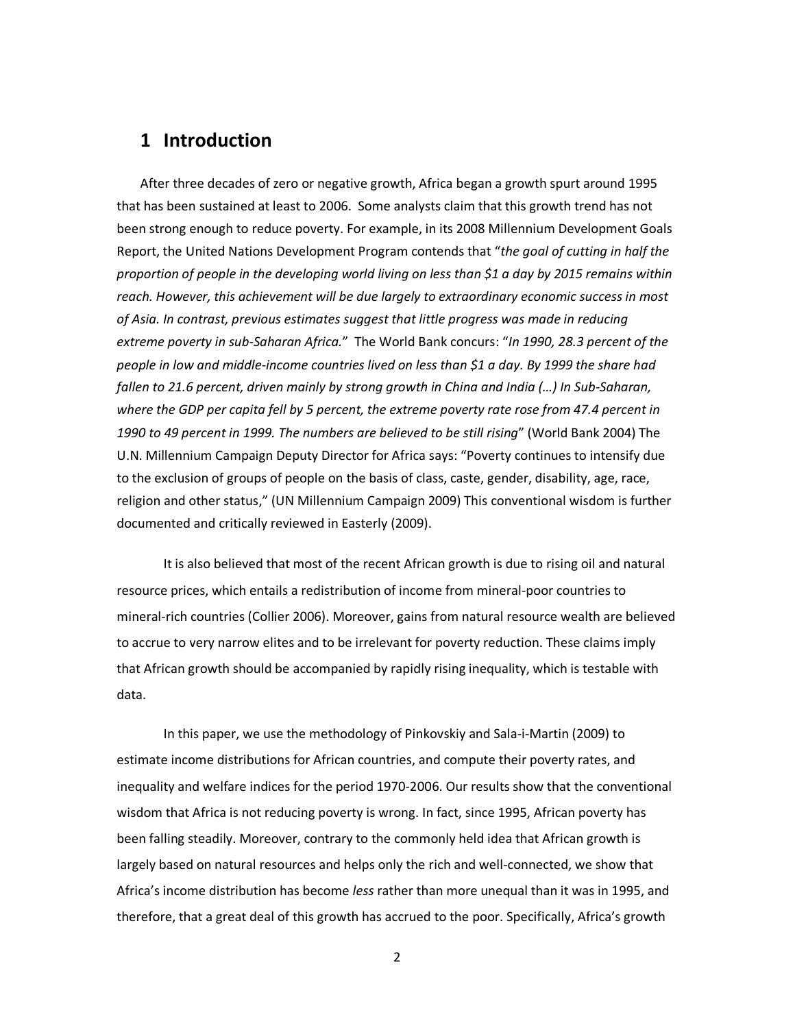# 1 Introduction

After three decades of zero or negative growth, Africa began a growth spurt around 1995 that has been sustained at least to 2006. Some analysts claim that this growth trend has not been strong enough to reduce poverty. For example, in its 2008 Millennium Development Goals Report, the United Nations Development Program contends that "*the goal of cutting in half the proportion of people in the developing world living on less than $1 a day by 2015 remains within reach. However, this achievement will be due largely to extraordinary economic success in most of Asia. In contrast, previous estimates suggest that little progress was made in reducing extreme poverty in sub-Saharan Africa.*" The World Bank concurs: "*In 1990, 28.3 percent of the people in low and middle-income countries lived on less than $1 a day. By 1999 the share had fallen to 21.6 percent, driven mainly by strong growth in China and India (…) In Sub-Saharan, where the GDP per capita fell by 5 percent, the extreme poverty rate rose from 47.4 percent in 1990 to 49 percent in 1999. The numbers are believed to be still rising*" (World Bank 2004) The U.N. Millennium Campaign Deputy Director for Africa says: "Poverty continues to intensify due to the exclusion of groups of people on the basis of class, caste, gender, disability, age, race, religion and other status," (UN Millennium Campaign 2009) This conventional wisdom is further documented and critically reviewed in Easterly (2009).

It is also believed that most of the recent African growth is due to rising oil and natural resource prices, which entails a redistribution of income from mineral-poor countries to mineral-rich countries (Collier 2006). Moreover, gains from natural resource wealth are believed to accrue to very narrow elites and to be irrelevant for poverty reduction. These claims imply that African growth should be accompanied by rapidly rising inequality, which is testable with data.

In this paper, we use the methodology of Pinkovskiy and Sala-i-Martin (2009) to estimate income distributions for African countries, and compute their poverty rates, and inequality and welfare indices for the period 1970-2006. Our results show that the conventional wisdom that Africa is not reducing poverty is wrong. In fact, since 1995, African poverty has been falling steadily. Moreover, contrary to the commonly held idea that African growth is largely based on natural resources and helps only the rich and well-connected, we show that Africa's income distribution has become *less* rather than more unequal than it was in 1995, and therefore, that a great deal of this growth has accrued to the poor. Specifically, Africa's growth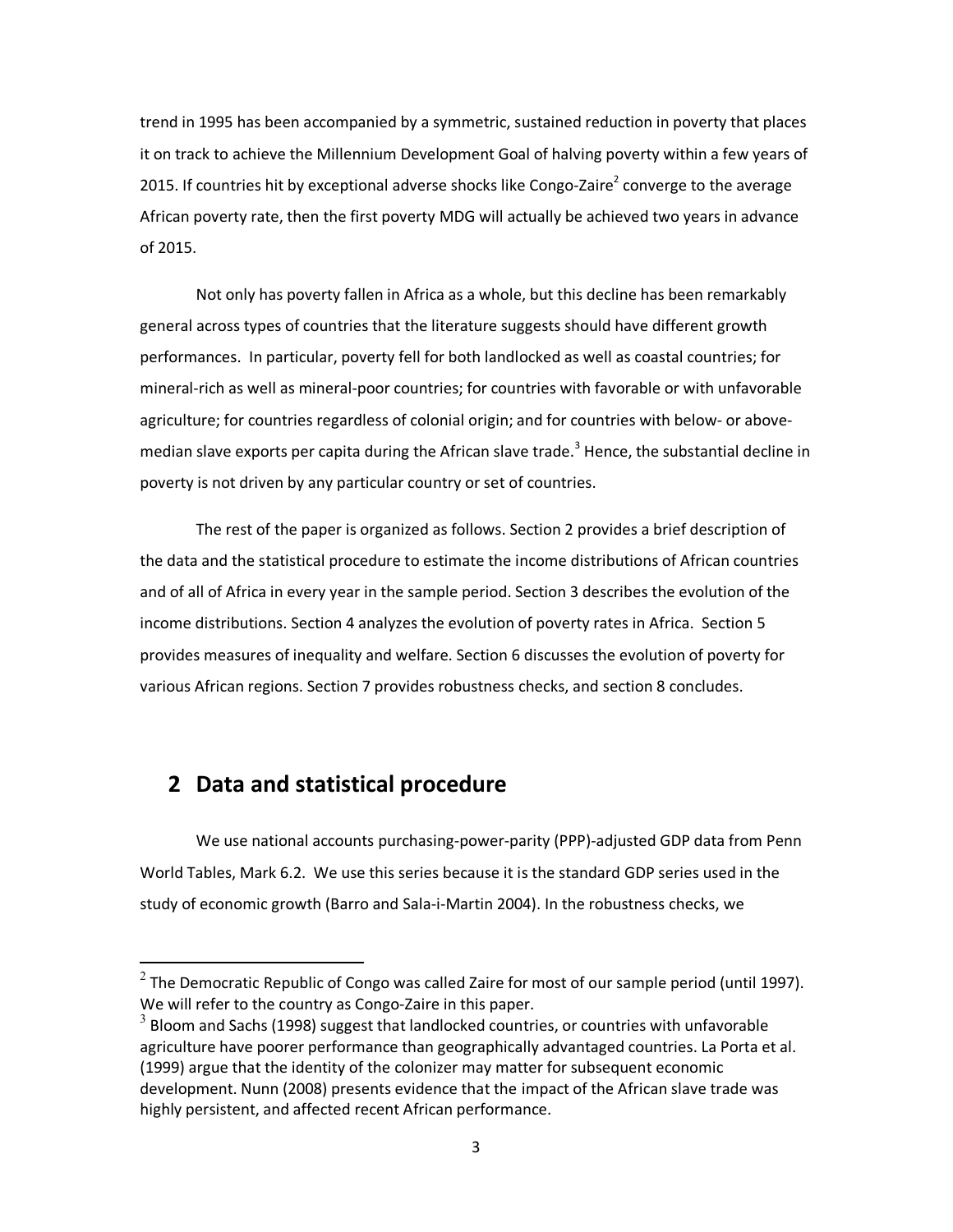trend in 1995 has been accompanied by a symmetric, sustained reduction in poverty that places it on track to achieve the Millennium Development Goal of halving poverty within a few years of 2015. If countries hit by exceptional adverse shocks like Congo-Zaire[2] converge to the average African poverty rate, then the first poverty MDG will actually be achieved two years in advance of 2015.

Not only has poverty fallen in Africa as a whole, but this decline has been remarkably general across types of countries that the literature suggests should have different growth performances. In particular, poverty fell for both landlocked as well as coastal countries; for mineral-rich as well as mineral-poor countries; for countries with favorable or with unfavorable agriculture; for countries regardless of colonial origin; and for countries with below- or above-median slave exports per capita during the African slave trade.[3] Hence, the substantial decline in poverty is not driven by any particular country or set of countries.

The rest of the paper is organized as follows. Section 2 provides a brief description of the data and the statistical procedure to estimate the income distributions of African countries and of all of Africa in every year in the sample period. Section 3 describes the evolution of the income distributions. Section 4 analyzes the evolution of poverty rates in Africa. Section 5 provides measures of inequality and welfare. Section 6 discusses the evolution of poverty for various African regions. Section 7 provides robustness checks, and section 8 concludes.

## 2 Data and statistical procedure

We use national accounts purchasing-power-parity (PPP)-adjusted GDP data from Penn World Tables, Mark 6.2. We use this series because it is the standard GDP series used in the study of economic growth (Barro and Sala-i-Martin 2004). In the robustness checks, we

---

[2] The Democratic Republic of Congo was called Zaire for most of our sample period (until 1997). We will refer to the country as Congo-Zaire in this paper.

[3] Bloom and Sachs (1998) suggest that landlocked countries, or countries with unfavorable agriculture have poorer performance than geographically advantaged countries. La Porta et al. (1999) argue that the identity of the colonizer may matter for subsequent economic development. Nunn (2008) presents evidence that the impact of the African slave trade was highly persistent, and affected recent African performance.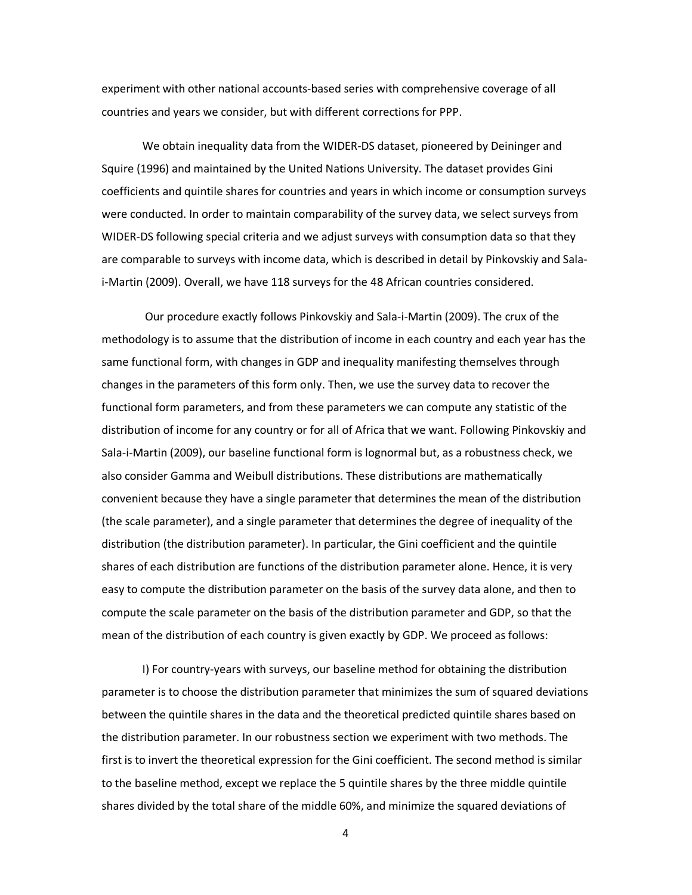experiment with other national accounts-based series with comprehensive coverage of all countries and years we consider, but with different corrections for PPP.

We obtain inequality data from the WIDER-DS dataset, pioneered by Deininger and Squire (1996) and maintained by the United Nations University. The dataset provides Gini coefficients and quintile shares for countries and years in which income or consumption surveys were conducted. In order to maintain comparability of the survey data, we select surveys from WIDER-DS following special criteria and we adjust surveys with consumption data so that they are comparable to surveys with income data, which is described in detail by Pinkovskiy and Sala-i-Martin (2009). Overall, we have 118 surveys for the 48 African countries considered.

Our procedure exactly follows Pinkovskiy and Sala-i-Martin (2009). The crux of the methodology is to assume that the distribution of income in each country and each year has the same functional form, with changes in GDP and inequality manifesting themselves through changes in the parameters of this form only. Then, we use the survey data to recover the functional form parameters, and from these parameters we can compute any statistic of the distribution of income for any country or for all of Africa that we want. Following Pinkovskiy and Sala-i-Martin (2009), our baseline functional form is lognormal but, as a robustness check, we also consider Gamma and Weibull distributions. These distributions are mathematically convenient because they have a single parameter that determines the mean of the distribution (the scale parameter), and a single parameter that determines the degree of inequality of the distribution (the distribution parameter). In particular, the Gini coefficient and the quintile shares of each distribution are functions of the distribution parameter alone. Hence, it is very easy to compute the distribution parameter on the basis of the survey data alone, and then to compute the scale parameter on the basis of the distribution parameter and GDP, so that the mean of the distribution of each country is given exactly by GDP. We proceed as follows:

I) For country-years with surveys, our baseline method for obtaining the distribution parameter is to choose the distribution parameter that minimizes the sum of squared deviations between the quintile shares in the data and the theoretical predicted quintile shares based on the distribution parameter. In our robustness section we experiment with two methods. The first is to invert the theoretical expression for the Gini coefficient. The second method is similar to the baseline method, except we replace the 5 quintile shares by the three middle quintile shares divided by the total share of the middle 60%, and minimize the squared deviations of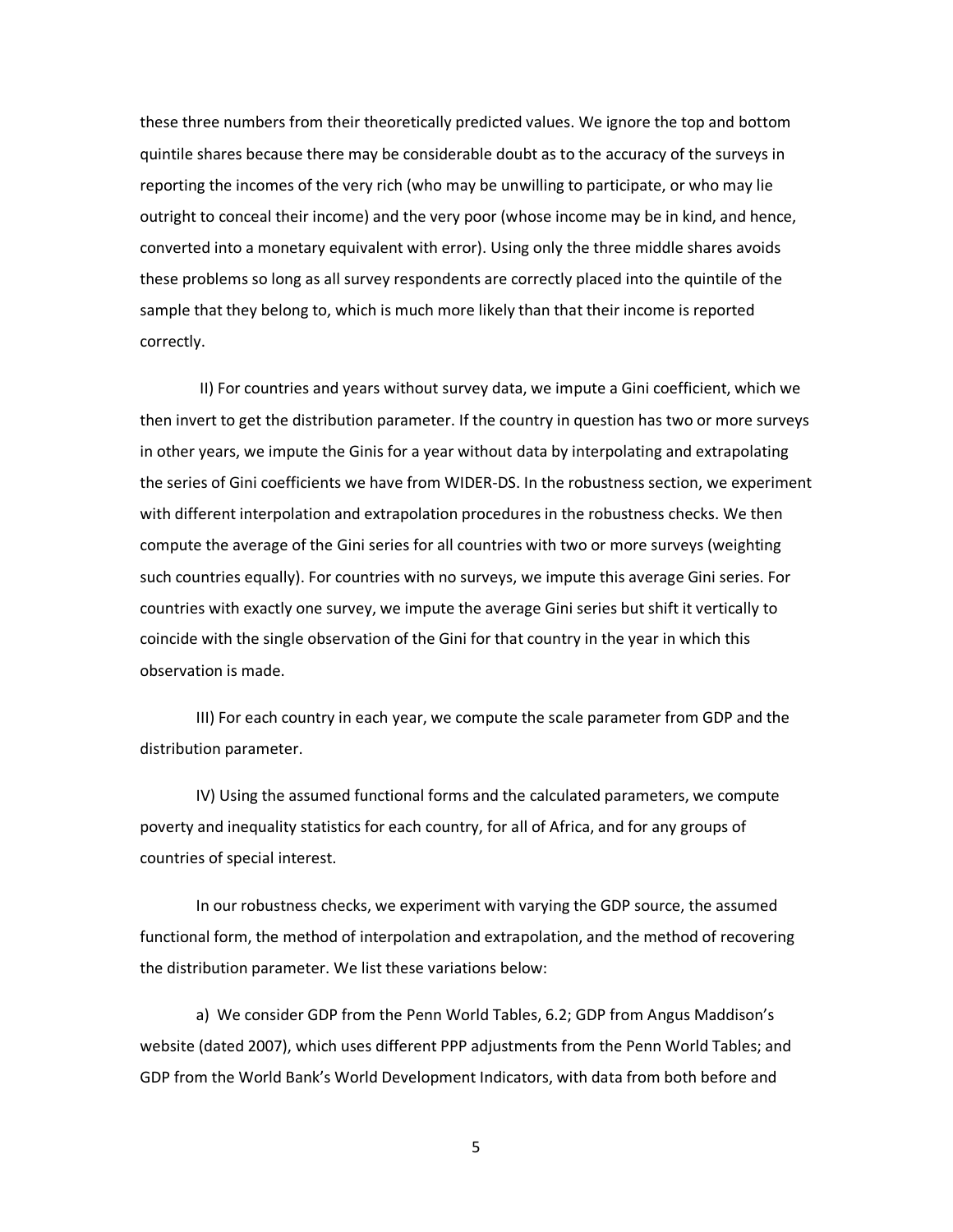these three numbers from their theoretically predicted values. We ignore the top and bottom quintile shares because there may be considerable doubt as to the accuracy of the surveys in reporting the incomes of the very rich (who may be unwilling to participate, or who may lie outright to conceal their income) and the very poor (whose income may be in kind, and hence, converted into a monetary equivalent with error). Using only the three middle shares avoids these problems so long as all survey respondents are correctly placed into the quintile of the sample that they belong to, which is much more likely than that their income is reported correctly.

II) For countries and years without survey data, we impute a Gini coefficient, which we then invert to get the distribution parameter. If the country in question has two or more surveys in other years, we impute the Ginis for a year without data by interpolating and extrapolating the series of Gini coefficients we have from WIDER-DS. In the robustness section, we experiment with different interpolation and extrapolation procedures in the robustness checks. We then compute the average of the Gini series for all countries with two or more surveys (weighting such countries equally). For countries with no surveys, we impute this average Gini series. For countries with exactly one survey, we impute the average Gini series but shift it vertically to coincide with the single observation of the Gini for that country in the year in which this observation is made.

III) For each country in each year, we compute the scale parameter from GDP and the distribution parameter.

IV) Using the assumed functional forms and the calculated parameters, we compute poverty and inequality statistics for each country, for all of Africa, and for any groups of countries of special interest.

In our robustness checks, we experiment with varying the GDP source, the assumed functional form, the method of interpolation and extrapolation, and the method of recovering the distribution parameter. We list these variations below:

a) We consider GDP from the Penn World Tables, 6.2; GDP from Angus Maddison's website (dated 2007), which uses different PPP adjustments from the Penn World Tables; and GDP from the World Bank's World Development Indicators, with data from both before and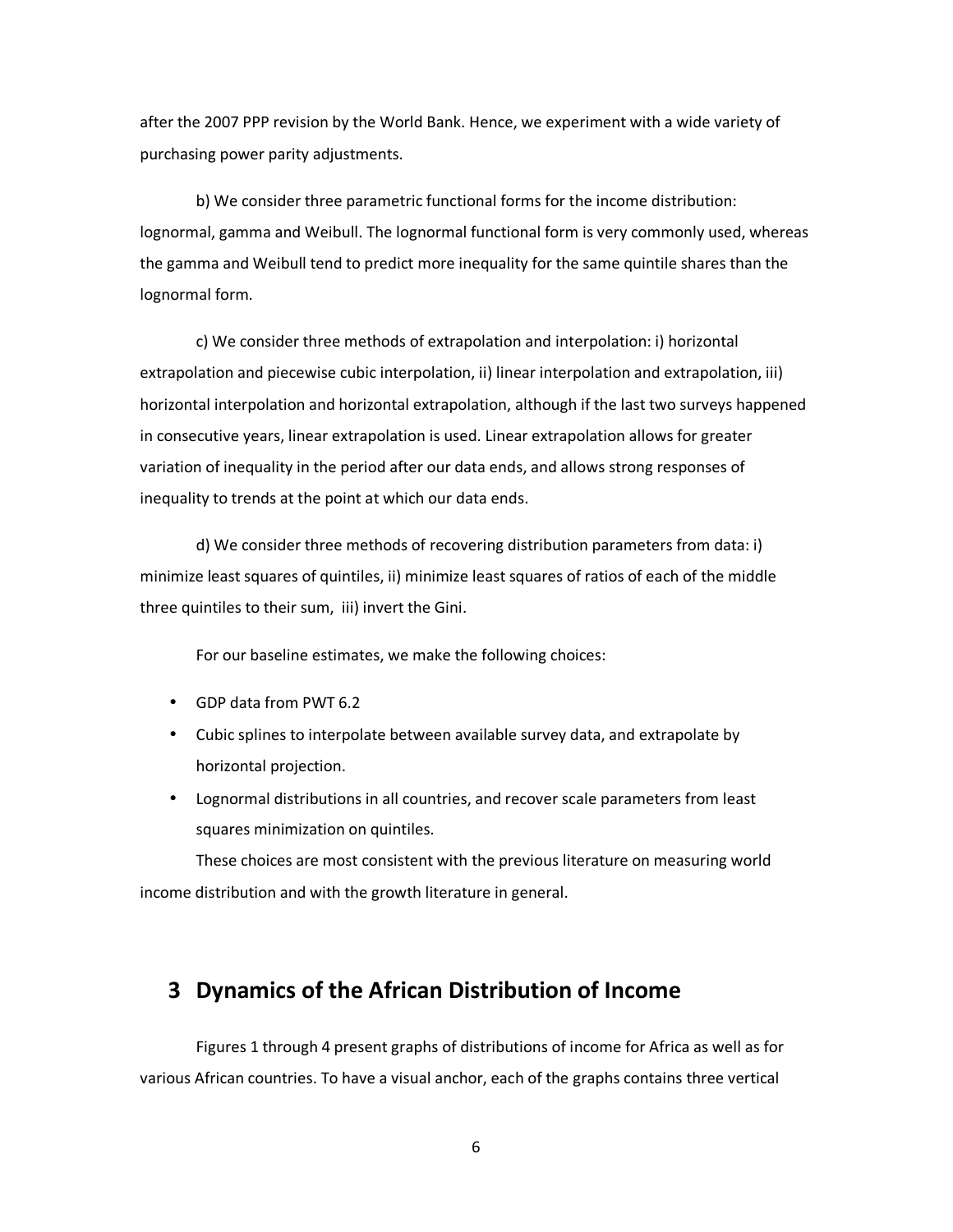after the 2007 PPP revision by the World Bank. Hence, we experiment with a wide variety of purchasing power parity adjustments.

b) We consider three parametric functional forms for the income distribution: lognormal, gamma and Weibull. The lognormal functional form is very commonly used, whereas the gamma and Weibull tend to predict more inequality for the same quintile shares than the lognormal form.

c) We consider three methods of extrapolation and interpolation: i) horizontal extrapolation and piecewise cubic interpolation, ii) linear interpolation and extrapolation, iii) horizontal interpolation and horizontal extrapolation, although if the last two surveys happened in consecutive years, linear extrapolation is used. Linear extrapolation allows for greater variation of inequality in the period after our data ends, and allows strong responses of inequality to trends at the point at which our data ends.

d) We consider three methods of recovering distribution parameters from data: i) minimize least squares of quintiles, ii) minimize least squares of ratios of each of the middle three quintiles to their sum, iii) invert the Gini.

For our baseline estimates, we make the following choices:

- GDP data from PWT 6.2
- Cubic splines to interpolate between available survey data, and extrapolate by horizontal projection.
- Lognormal distributions in all countries, and recover scale parameters from least squares minimization on quintiles.

These choices are most consistent with the previous literature on measuring world income distribution and with the growth literature in general.

## 3 Dynamics of the African Distribution of Income

Figures 1 through 4 present graphs of distributions of income for Africa as well as for various African countries. To have a visual anchor, each of the graphs contains three vertical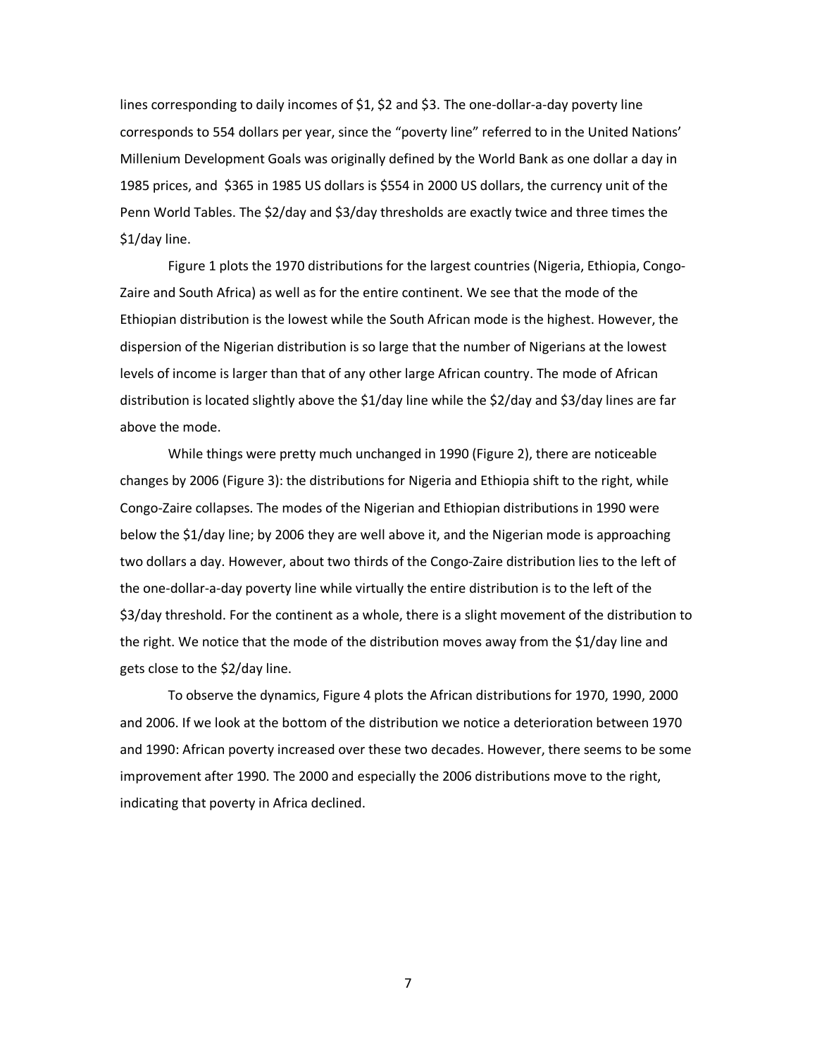lines corresponding to daily incomes of $1, $2 and $3. The one-dollar-a-day poverty line corresponds to 554 dollars per year, since the "poverty line" referred to in the United Nations' Millenium Development Goals was originally defined by the World Bank as one dollar a day in 1985 prices, and $365 in 1985 US dollars is $554 in 2000 US dollars, the currency unit of the Penn World Tables. The $2/day and $3/day thresholds are exactly twice and three times the $1/day line.

Figure 1 plots the 1970 distributions for the largest countries (Nigeria, Ethiopia, Congo-Zaire and South Africa) as well as for the entire continent. We see that the mode of the Ethiopian distribution is the lowest while the South African mode is the highest. However, the dispersion of the Nigerian distribution is so large that the number of Nigerians at the lowest levels of income is larger than that of any other large African country. The mode of African distribution is located slightly above the $1/day line while the $2/day and $3/day lines are far above the mode.

While things were pretty much unchanged in 1990 (Figure 2), there are noticeable changes by 2006 (Figure 3): the distributions for Nigeria and Ethiopia shift to the right, while Congo-Zaire collapses. The modes of the Nigerian and Ethiopian distributions in 1990 were below the $1/day line; by 2006 they are well above it, and the Nigerian mode is approaching two dollars a day. However, about two thirds of the Congo-Zaire distribution lies to the left of the one-dollar-a-day poverty line while virtually the entire distribution is to the left of the $3/day threshold. For the continent as a whole, there is a slight movement of the distribution to the right. We notice that the mode of the distribution moves away from the $1/day line and gets close to the $2/day line.

To observe the dynamics, Figure 4 plots the African distributions for 1970, 1990, 2000 and 2006. If we look at the bottom of the distribution we notice a deterioration between 1970 and 1990: African poverty increased over these two decades. However, there seems to be some improvement after 1990. The 2000 and especially the 2006 distributions move to the right, indicating that poverty in Africa declined.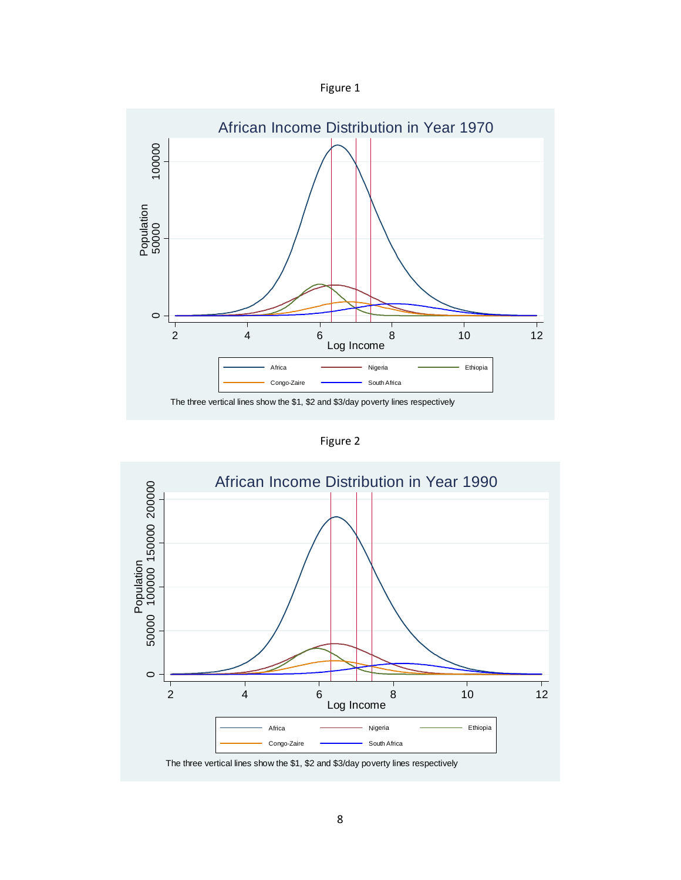Figure 1

African Income Distribution in Year 1970

The three vertical lines show the $1, $2 and $3/day poverty lines respectively

Figure 2

African Income Distribution in Year 1990

The three vertical lines show the $1, $2 and $3/day poverty lines respectively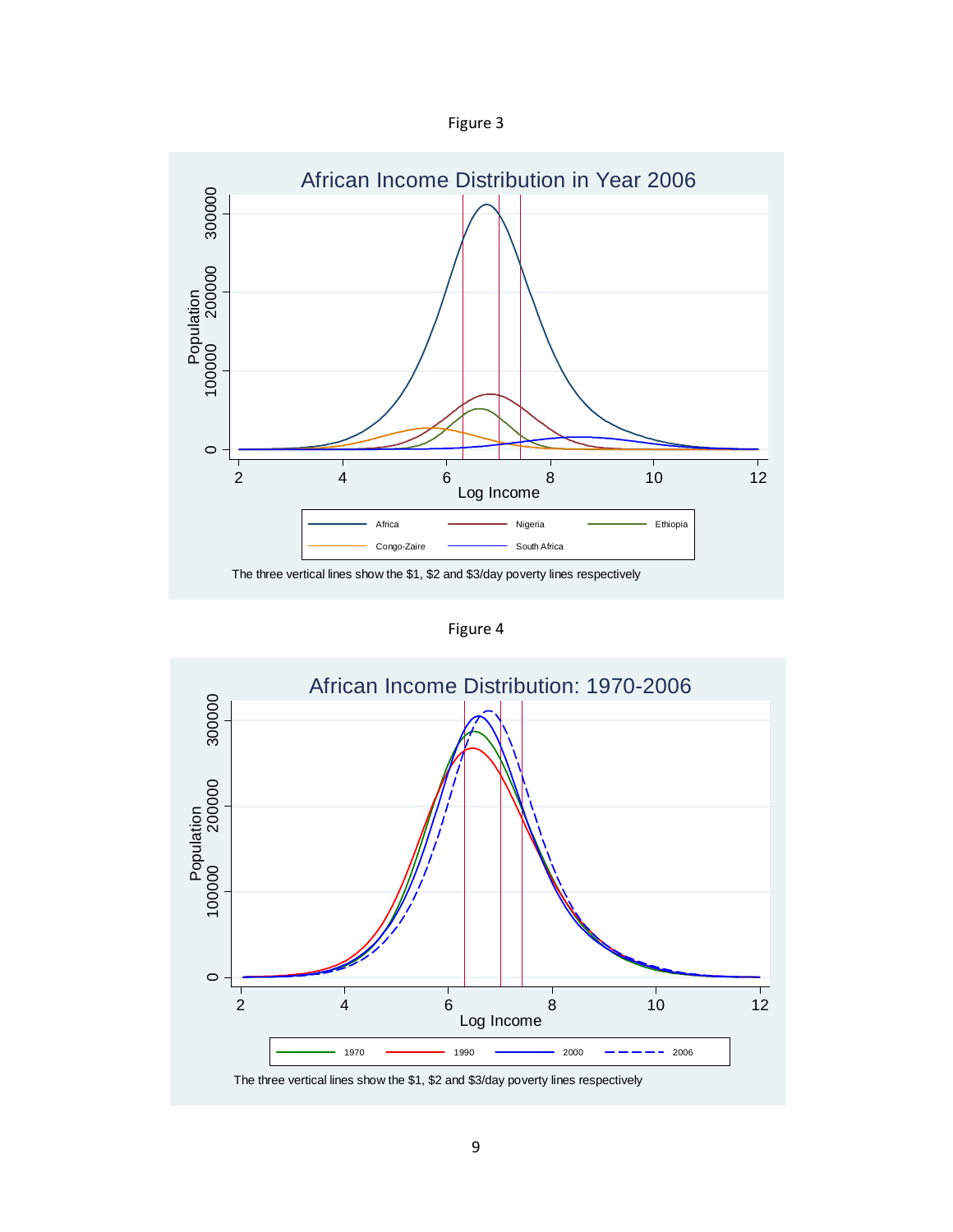Figure 3

African Income Distribution in Year 2006

The three vertical lines show the $1, $2 and $3/day poverty lines respectively

Figure 4

African Income Distribution: 1970-2006

The three vertical lines show the $1, $2 and $3/day poverty lines respectively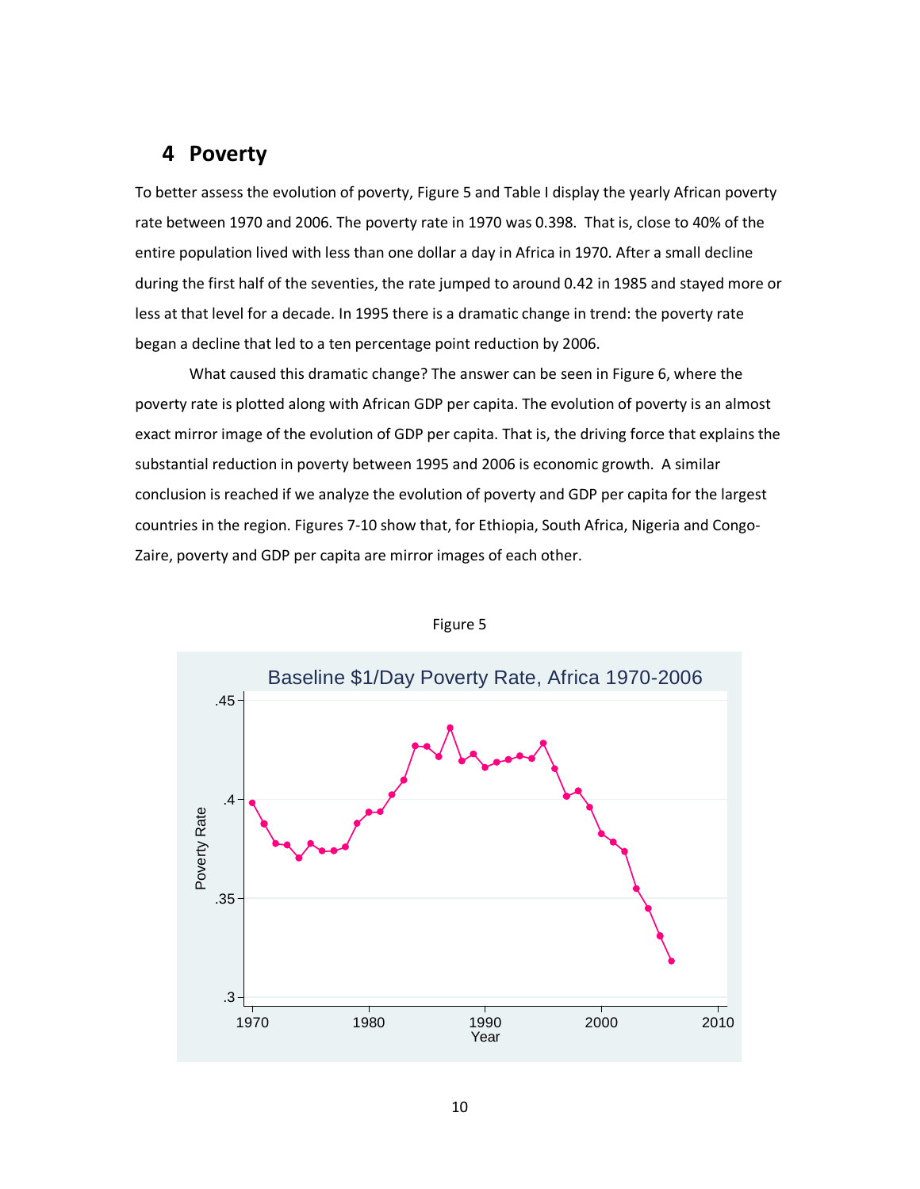## 4 Poverty

To better assess the evolution of poverty, Figure 5 and Table I display the yearly African poverty rate between 1970 and 2006. The poverty rate in 1970 was 0.398. That is, close to 40% of the entire population lived with less than one dollar a day in Africa in 1970. After a small decline during the first half of the seventies, the rate jumped to around 0.42 in 1985 and stayed more or less at that level for a decade. In 1995 there is a dramatic change in trend: the poverty rate began a decline that led to a ten percentage point reduction by 2006.

What caused this dramatic change? The answer can be seen in Figure 6, where the poverty rate is plotted along with African GDP per capita. The evolution of poverty is an almost exact mirror image of the evolution of GDP per capita. That is, the driving force that explains the substantial reduction in poverty between 1995 and 2006 is economic growth. A similar conclusion is reached if we analyze the evolution of poverty and GDP per capita for the largest countries in the region. Figures 7-10 show that, for Ethiopia, South Africa, Nigeria and Congo-Zaire, poverty and GDP per capita are mirror images of each other.

Figure 5

Baseline $1/Day Poverty Rate, Africa 1970-2006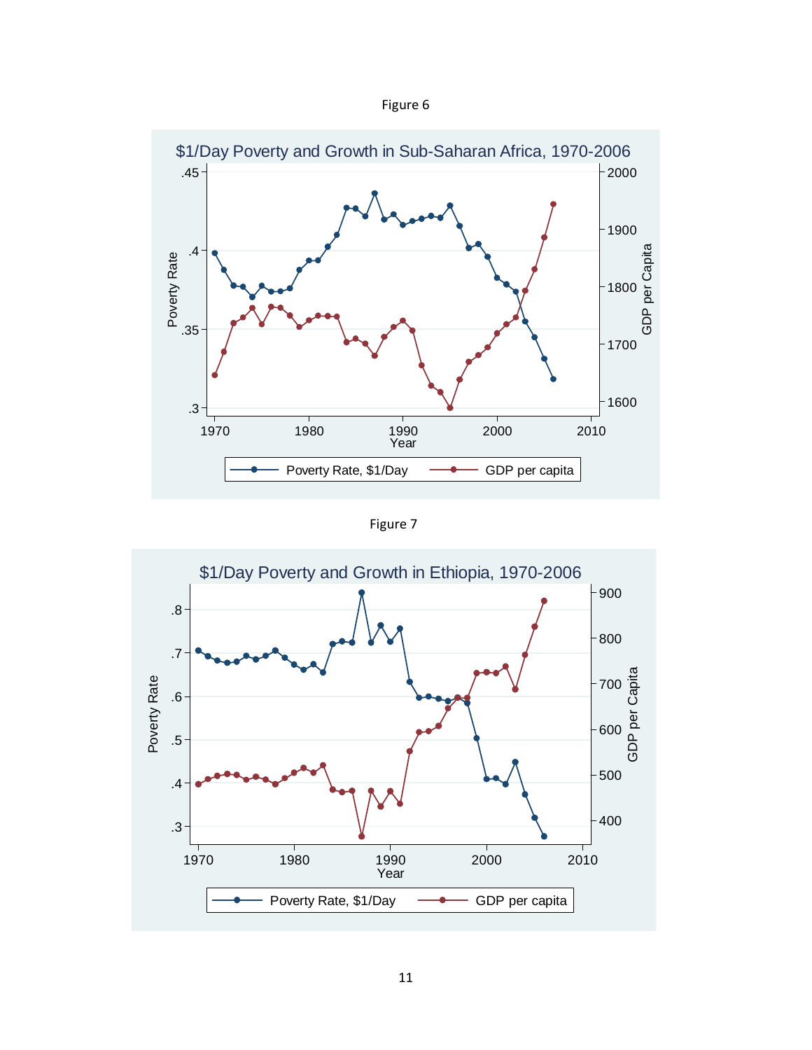Figure 6

$1/Day Poverty and Growth in Sub-Saharan Africa, 1970-2006

Figure 7

$1/Day Poverty and Growth in Ethiopia, 1970-2006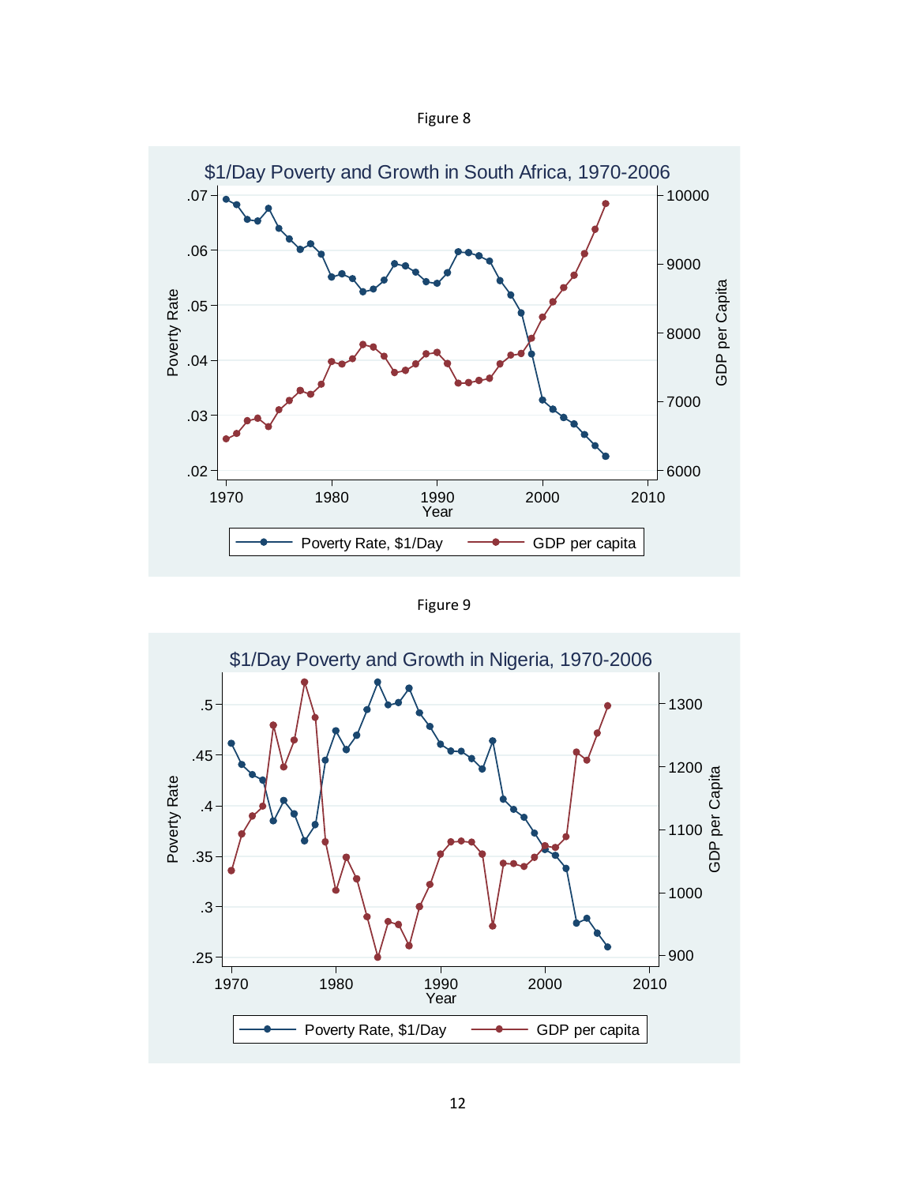Figure 8

Figure 9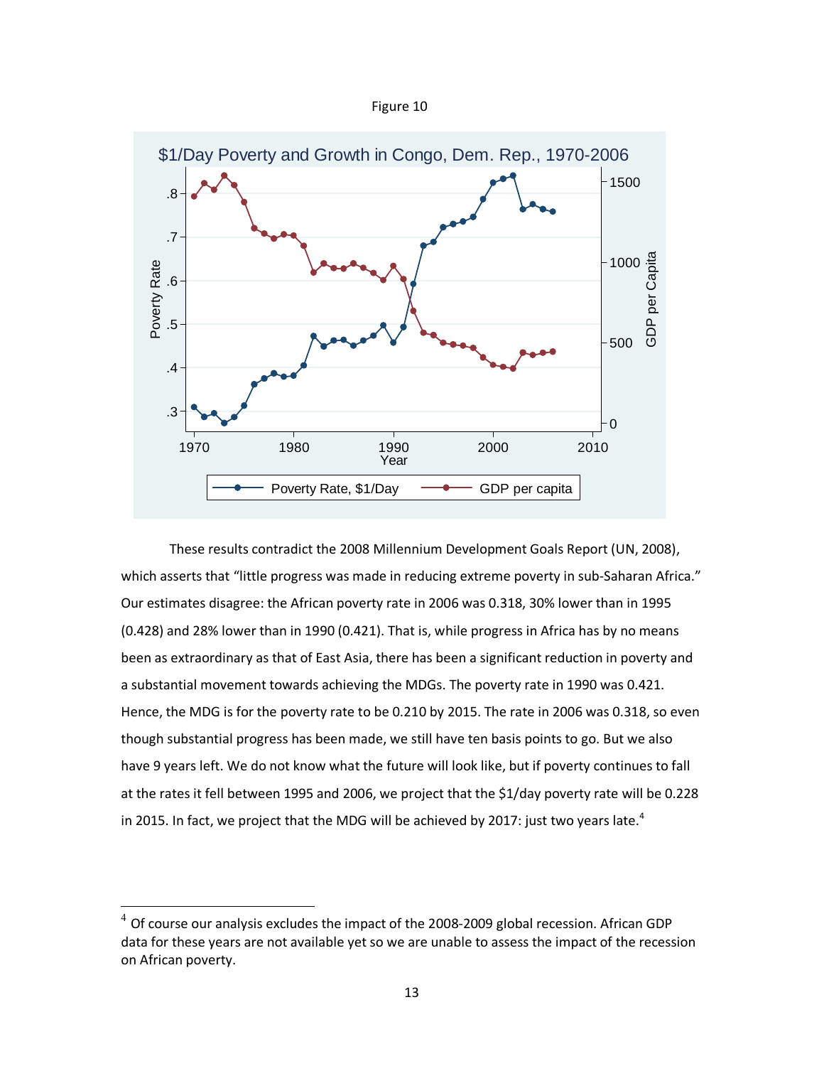Figure 10

These results contradict the 2008 Millennium Development Goals Report (UN, 2008), which asserts that "little progress was made in reducing extreme poverty in sub-Saharan Africa." Our estimates disagree: the African poverty rate in 2006 was 0.318, 30% lower than in 1995 (0.428) and 28% lower than in 1990 (0.421). That is, while progress in Africa has by no means been as extraordinary as that of East Asia, there has been a significant reduction in poverty and a substantial movement towards achieving the MDGs. The poverty rate in 1990 was 0.421. Hence, the MDG is for the poverty rate to be 0.210 by 2015. The rate in 2006 was 0.318, so even though substantial progress has been made, we still have ten basis points to go. But we also have 9 years left. We do not know what the future will look like, but if poverty continues to fall at the rates it fell between 1995 and 2006, we project that the $1/day poverty rate will be 0.228 in 2015. In fact, we project that the MDG will be achieved by 2017: just two years late.[4]

[4] Of course our analysis excludes the impact of the 2008-2009 global recession. African GDP data for these years are not available yet so we are unable to assess the impact of the recession on African poverty.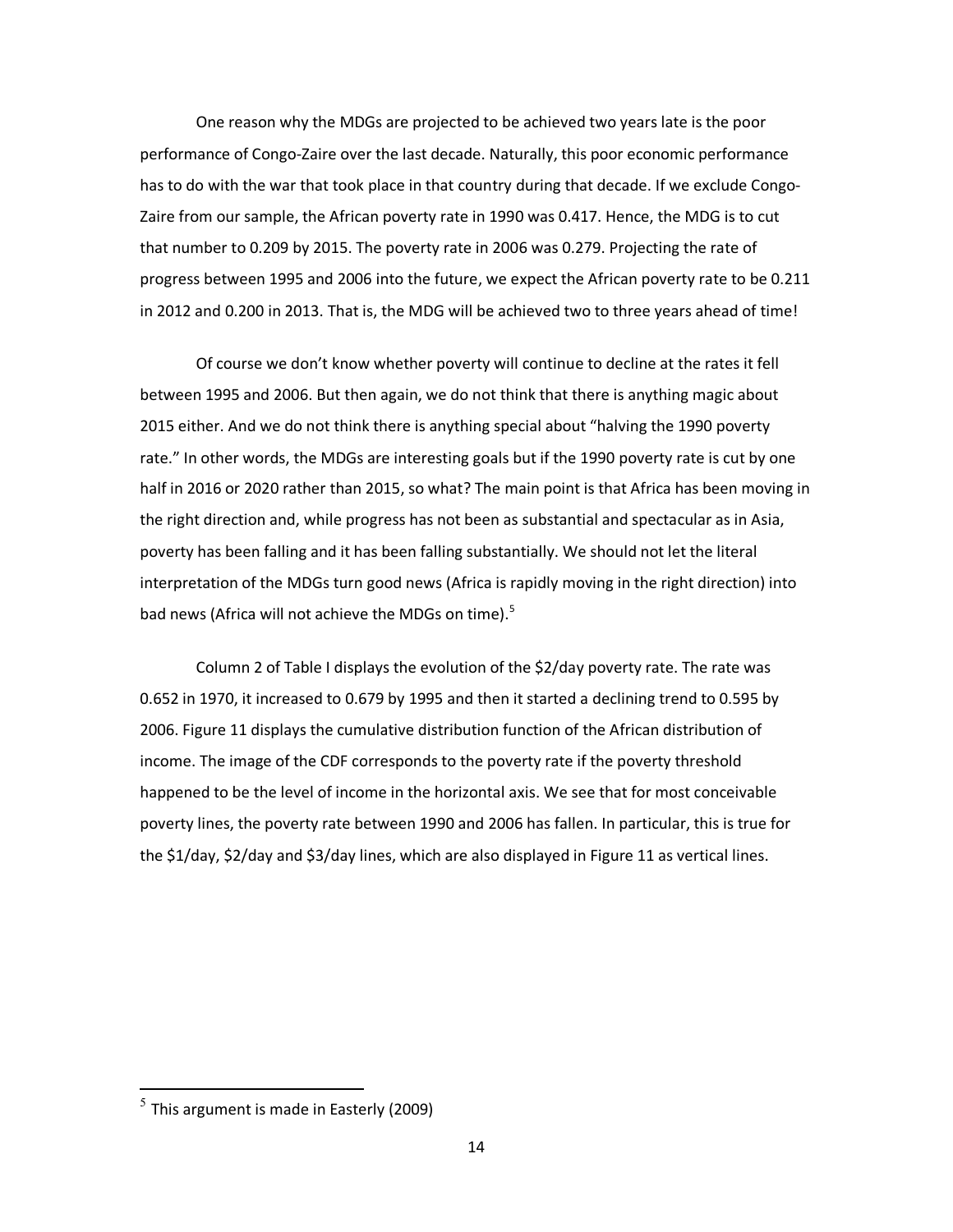One reason why the MDGs are projected to be achieved two years late is the poor performance of Congo-Zaire over the last decade. Naturally, this poor economic performance has to do with the war that took place in that country during that decade. If we exclude Congo-Zaire from our sample, the African poverty rate in 1990 was 0.417. Hence, the MDG is to cut that number to 0.209 by 2015. The poverty rate in 2006 was 0.279. Projecting the rate of progress between 1995 and 2006 into the future, we expect the African poverty rate to be 0.211 in 2012 and 0.200 in 2013. That is, the MDG will be achieved two to three years ahead of time!

Of course we don't know whether poverty will continue to decline at the rates it fell between 1995 and 2006. But then again, we do not think that there is anything magic about 2015 either. And we do not think there is anything special about "halving the 1990 poverty rate." In other words, the MDGs are interesting goals but if the 1990 poverty rate is cut by one half in 2016 or 2020 rather than 2015, so what? The main point is that Africa has been moving in the right direction and, while progress has not been as substantial and spectacular as in Asia, poverty has been falling and it has been falling substantially. We should not let the literal interpretation of the MDGs turn good news (Africa is rapidly moving in the right direction) into bad news (Africa will not achieve the MDGs on time).[5]

Column 2 of Table I displays the evolution of the $2/day poverty rate. The rate was 0.652 in 1970, it increased to 0.679 by 1995 and then it started a declining trend to 0.595 by 2006. Figure 11 displays the cumulative distribution function of the African distribution of income. The image of the CDF corresponds to the poverty rate if the poverty threshold happened to be the level of income in the horizontal axis. We see that for most conceivable poverty lines, the poverty rate between 1990 and 2006 has fallen. In particular, this is true for the $1/day, $2/day and $3/day lines, which are also displayed in Figure 11 as vertical lines.

[5] This argument is made in Easterly (2009)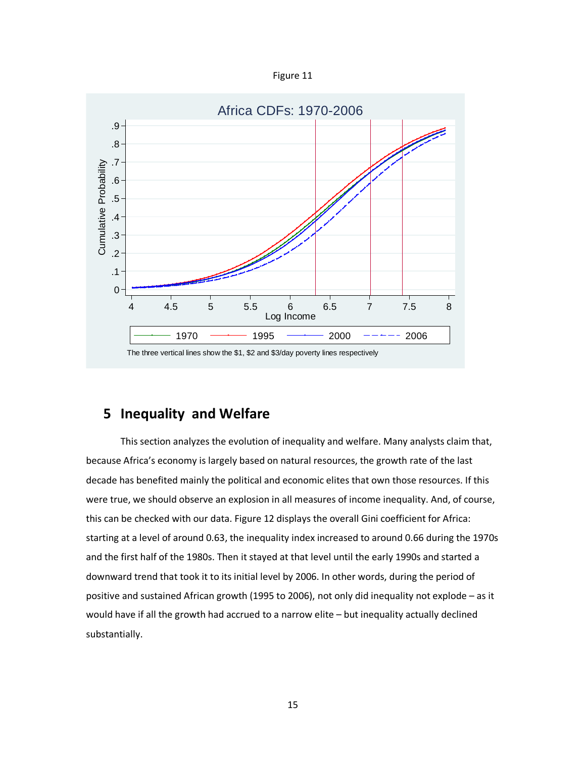Figure 11

Africa CDFs: 1970-2006

The three vertical lines show the $1, $2 and $3/day poverty lines respectively

## 5 Inequality and Welfare

This section analyzes the evolution of inequality and welfare. Many analysts claim that, because Africa's economy is largely based on natural resources, the growth rate of the last decade has benefited mainly the political and economic elites that own those resources. If this were true, we should observe an explosion in all measures of income inequality. And, of course, this can be checked with our data. Figure 12 displays the overall Gini coefficient for Africa: starting at a level of around 0.63, the inequality index increased to around 0.66 during the 1970s and the first half of the 1980s. Then it stayed at that level until the early 1990s and started a downward trend that took it to its initial level by 2006. In other words, during the period of positive and sustained African growth (1995 to 2006), not only did inequality not explode – as it would have if all the growth had accrued to a narrow elite – but inequality actually declined substantially.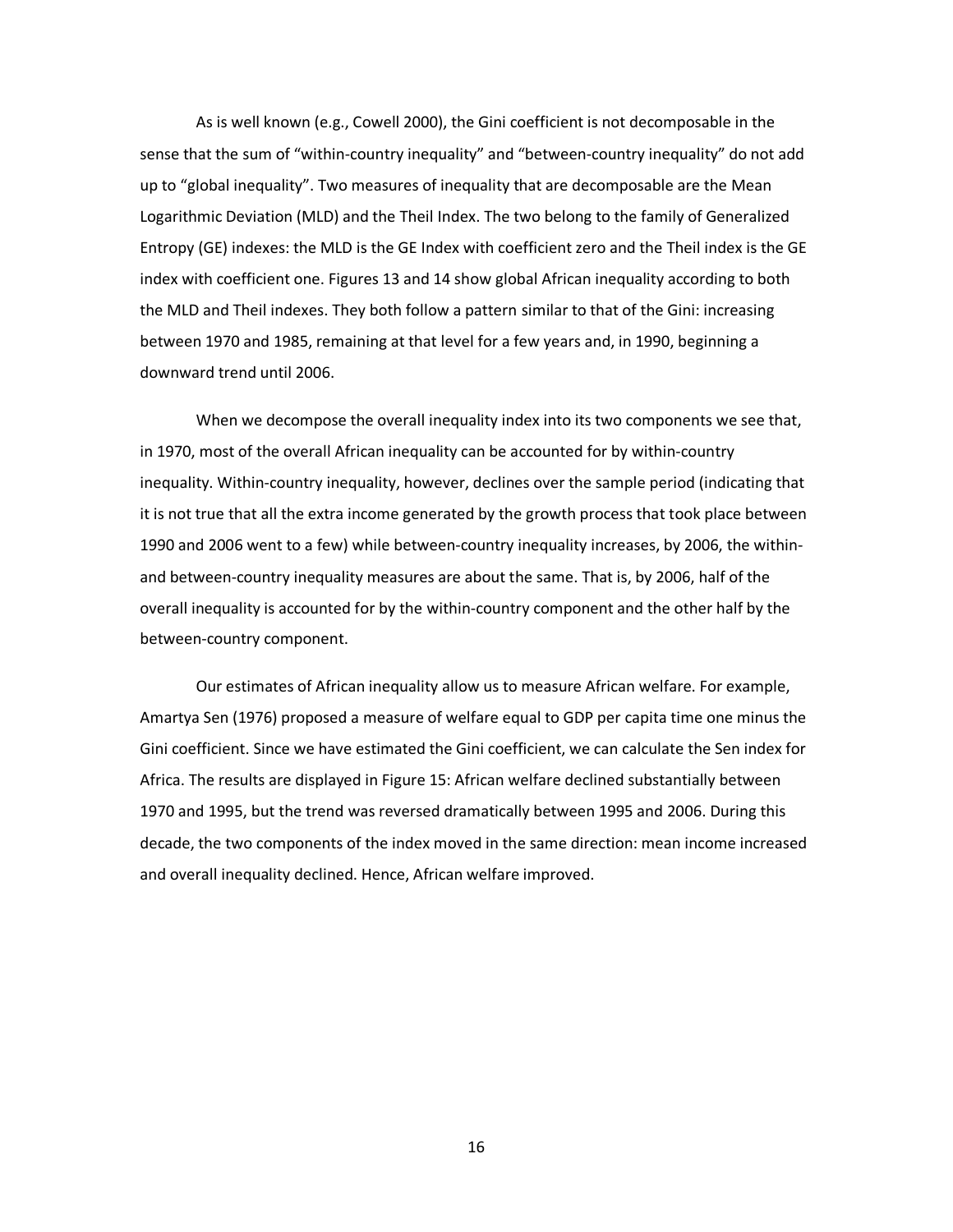As is well known (e.g., Cowell 2000), the Gini coefficient is not decomposable in the sense that the sum of "within-country inequality" and "between-country inequality" do not add up to "global inequality". Two measures of inequality that are decomposable are the Mean Logarithmic Deviation (MLD) and the Theil Index. The two belong to the family of Generalized Entropy (GE) indexes: the MLD is the GE Index with coefficient zero and the Theil index is the GE index with coefficient one. Figures 13 and 14 show global African inequality according to both the MLD and Theil indexes. They both follow a pattern similar to that of the Gini: increasing between 1970 and 1985, remaining at that level for a few years and, in 1990, beginning a downward trend until 2006.

When we decompose the overall inequality index into its two components we see that, in 1970, most of the overall African inequality can be accounted for by within-country inequality. Within-country inequality, however, declines over the sample period (indicating that it is not true that all the extra income generated by the growth process that took place between 1990 and 2006 went to a few) while between-country inequality increases, by 2006, the within- and between-country inequality measures are about the same. That is, by 2006, half of the overall inequality is accounted for by the within-country component and the other half by the between-country component.

Our estimates of African inequality allow us to measure African welfare. For example, Amartya Sen (1976) proposed a measure of welfare equal to GDP per capita time one minus the Gini coefficient. Since we have estimated the Gini coefficient, we can calculate the Sen index for Africa. The results are displayed in Figure 15: African welfare declined substantially between 1970 and 1995, but the trend was reversed dramatically between 1995 and 2006. During this decade, the two components of the index moved in the same direction: mean income increased and overall inequality declined. Hence, African welfare improved.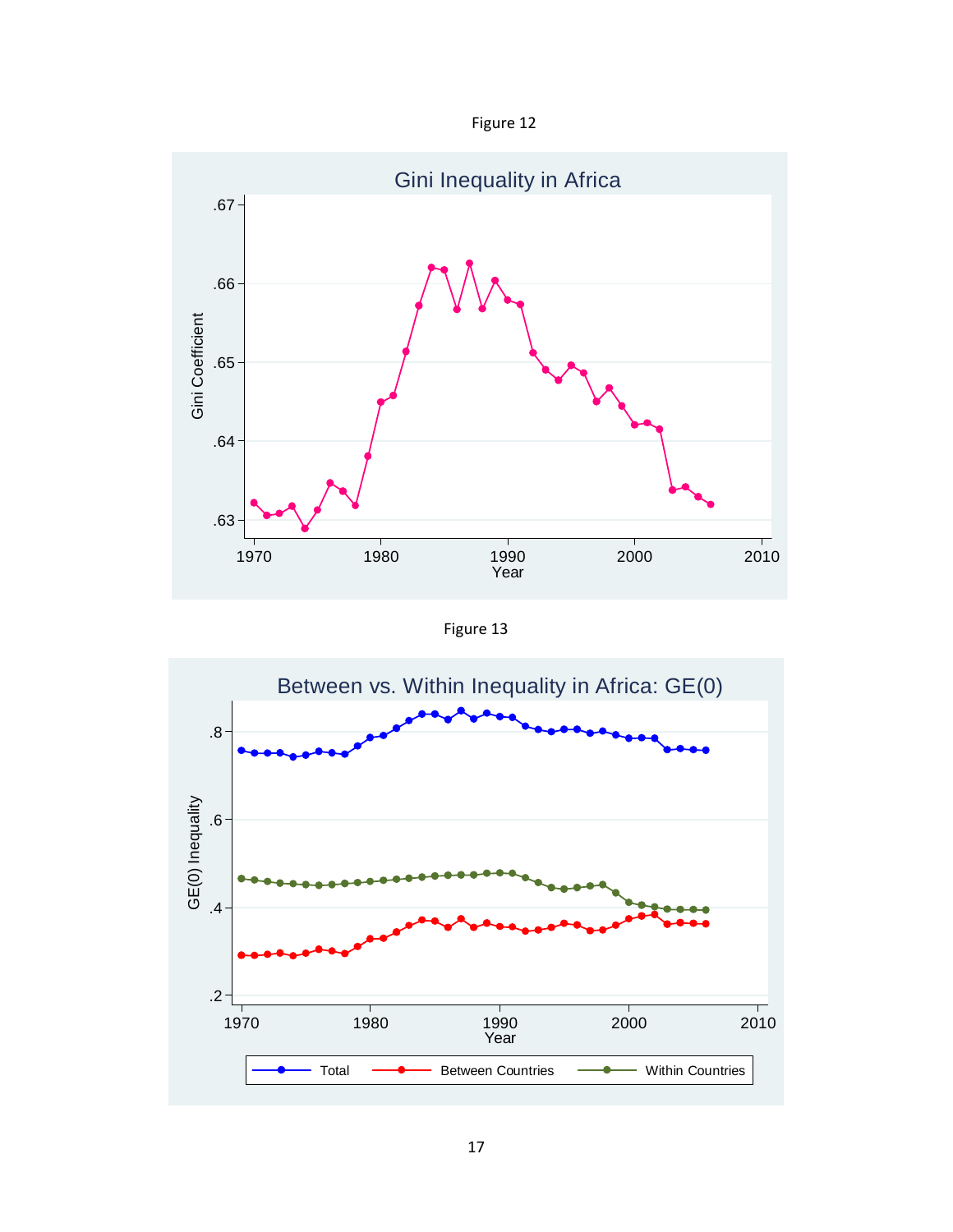Figure 12

Figure 13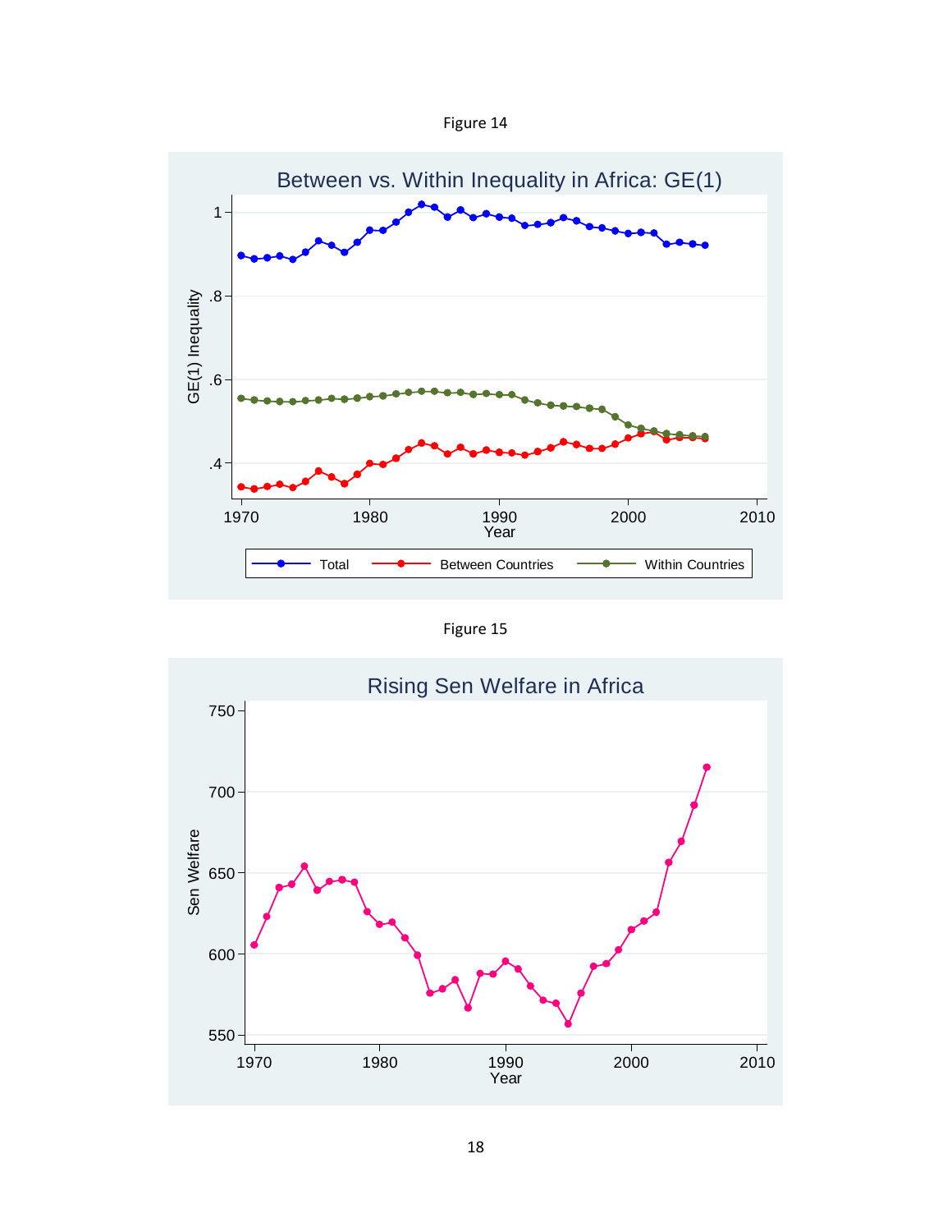Figure 14

Figure 15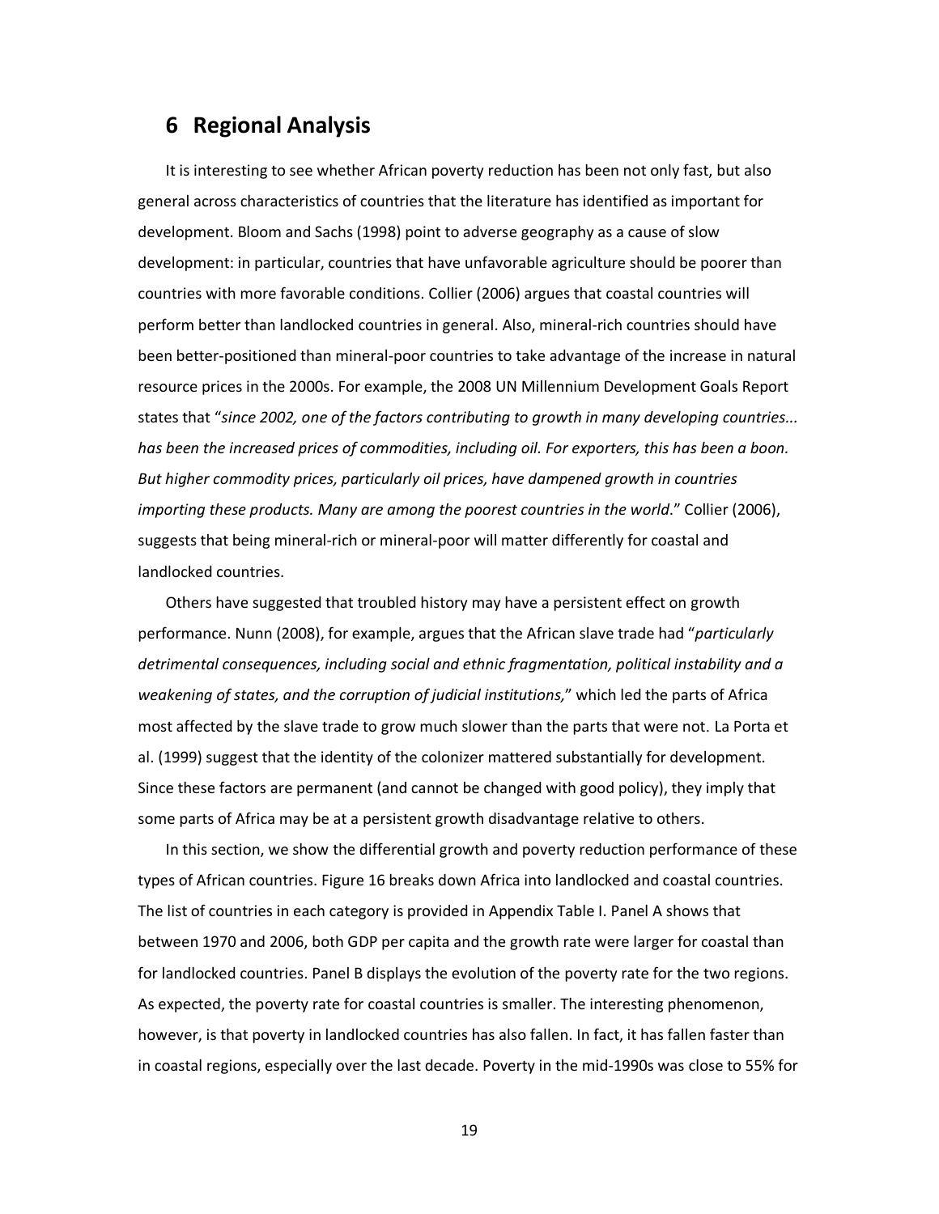## 6 Regional Analysis

It is interesting to see whether African poverty reduction has been not only fast, but also general across characteristics of countries that the literature has identified as important for development. Bloom and Sachs (1998) point to adverse geography as a cause of slow development: in particular, countries that have unfavorable agriculture should be poorer than countries with more favorable conditions. Collier (2006) argues that coastal countries will perform better than landlocked countries in general. Also, mineral-rich countries should have been better-positioned than mineral-poor countries to take advantage of the increase in natural resource prices in the 2000s. For example, the 2008 UN Millennium Development Goals Report states that "*since 2002, one of the factors contributing to growth in many developing countries... has been the increased prices of commodities, including oil. For exporters, this has been a boon. But higher commodity prices, particularly oil prices, have dampened growth in countries importing these products. Many are among the poorest countries in the world*." Collier (2006), suggests that being mineral-rich or mineral-poor will matter differently for coastal and landlocked countries.

Others have suggested that troubled history may have a persistent effect on growth performance. Nunn (2008), for example, argues that the African slave trade had "*particularly detrimental consequences, including social and ethnic fragmentation, political instability and a weakening of states, and the corruption of judicial institutions,*" which led the parts of Africa most affected by the slave trade to grow much slower than the parts that were not. La Porta et al. (1999) suggest that the identity of the colonizer mattered substantially for development. Since these factors are permanent (and cannot be changed with good policy), they imply that some parts of Africa may be at a persistent growth disadvantage relative to others.

In this section, we show the differential growth and poverty reduction performance of these types of African countries. Figure 16 breaks down Africa into landlocked and coastal countries. The list of countries in each category is provided in Appendix Table I. Panel A shows that between 1970 and 2006, both GDP per capita and the growth rate were larger for coastal than for landlocked countries. Panel B displays the evolution of the poverty rate for the two regions. As expected, the poverty rate for coastal countries is smaller. The interesting phenomenon, however, is that poverty in landlocked countries has also fallen. In fact, it has fallen faster than in coastal regions, especially over the last decade. Poverty in the mid-1990s was close to 55% for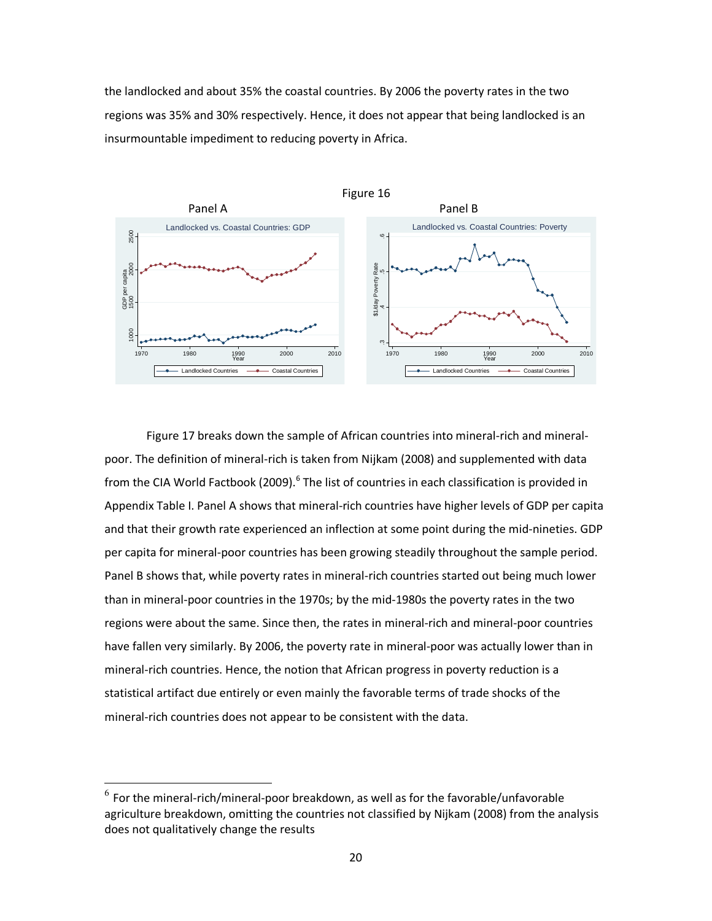the landlocked and about 35% the coastal countries. By 2006 the poverty rates in the two regions was 35% and 30% respectively. Hence, it does not appear that being landlocked is an insurmountable impediment to reducing poverty in Africa.

Figure 16

Panel A

Panel B

Figure 17 breaks down the sample of African countries into mineral-rich and mineral-poor. The definition of mineral-rich is taken from Nijkam (2008) and supplemented with data from the CIA World Factbook (2009).[6] The list of countries in each classification is provided in Appendix Table I. Panel A shows that mineral-rich countries have higher levels of GDP per capita and that their growth rate experienced an inflection at some point during the mid-nineties. GDP per capita for mineral-poor countries has been growing steadily throughout the sample period. Panel B shows that, while poverty rates in mineral-rich countries started out being much lower than in mineral-poor countries in the 1970s; by the mid-1980s the poverty rates in the two regions were about the same. Since then, the rates in mineral-rich and mineral-poor countries have fallen very similarly. By 2006, the poverty rate in mineral-poor was actually lower than in mineral-rich countries. Hence, the notion that African progress in poverty reduction is a statistical artifact due entirely or even mainly the favorable terms of trade shocks of the mineral-rich countries does not appear to be consistent with the data.

[6] For the mineral-rich/mineral-poor breakdown, as well as for the favorable/unfavorable agriculture breakdown, omitting the countries not classified by Nijkam (2008) from the analysis does not qualitatively change the results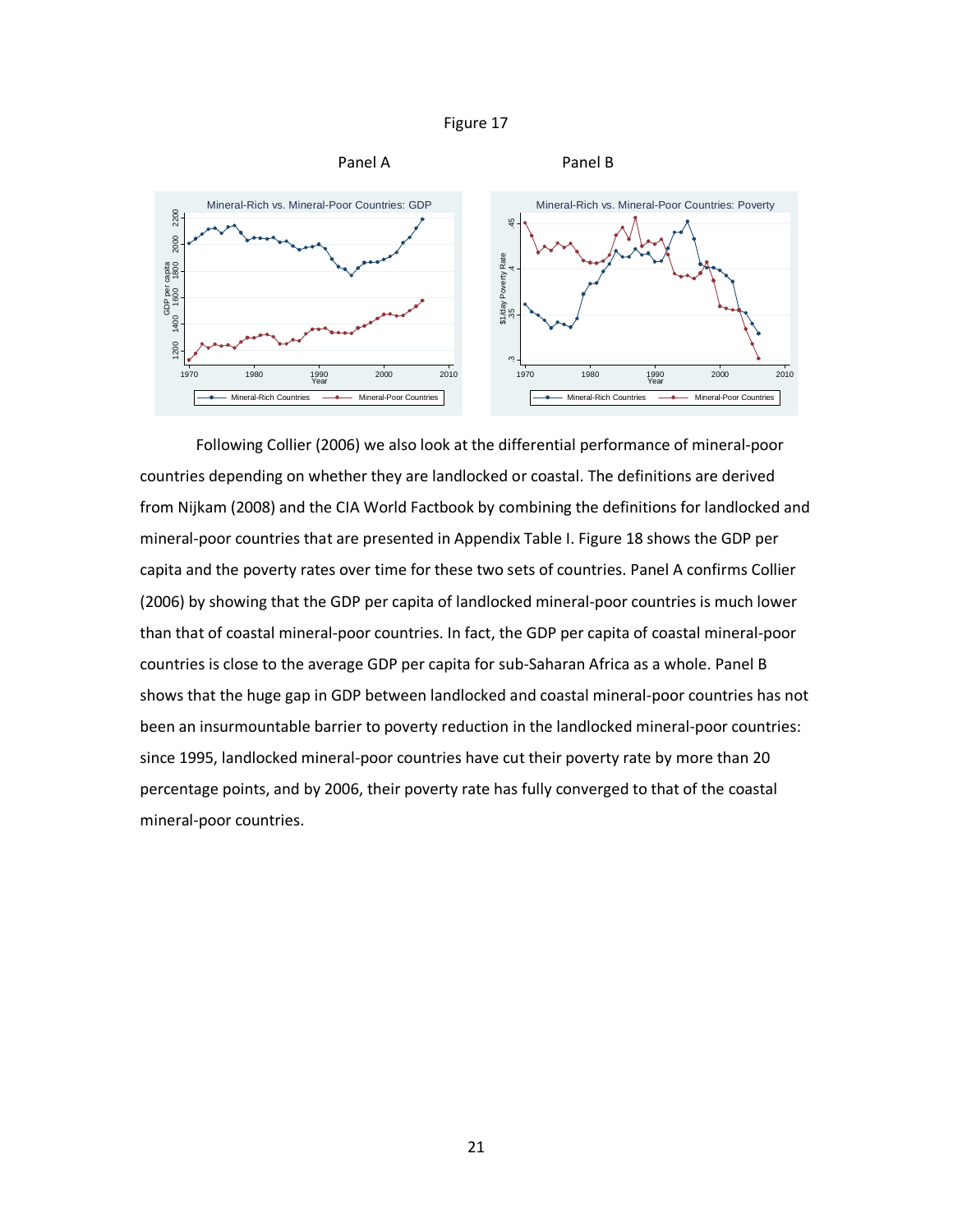Figure 17

Panel A

Panel B

Following Collier (2006) we also look at the differential performance of mineral-poor countries depending on whether they are landlocked or coastal. The definitions are derived from Nijkam (2008) and the CIA World Factbook by combining the definitions for landlocked and mineral-poor countries that are presented in Appendix Table I. Figure 18 shows the GDP per capita and the poverty rates over time for these two sets of countries. Panel A confirms Collier (2006) by showing that the GDP per capita of landlocked mineral-poor countries is much lower than that of coastal mineral-poor countries. In fact, the GDP per capita of coastal mineral-poor countries is close to the average GDP per capita for sub-Saharan Africa as a whole. Panel B shows that the huge gap in GDP between landlocked and coastal mineral-poor countries has not been an insurmountable barrier to poverty reduction in the landlocked mineral-poor countries: since 1995, landlocked mineral-poor countries have cut their poverty rate by more than 20 percentage points, and by 2006, their poverty rate has fully converged to that of the coastal mineral-poor countries.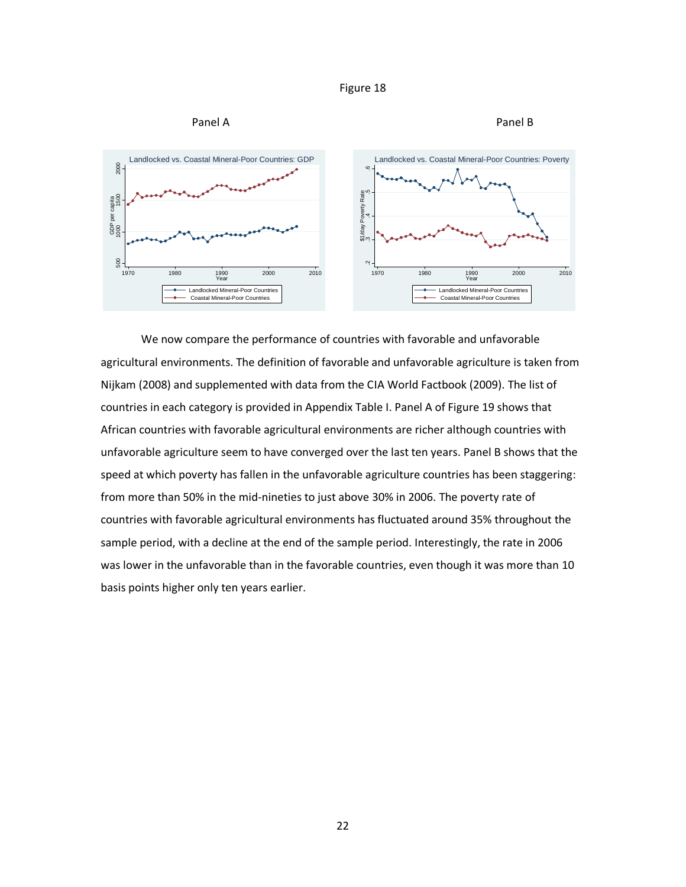Figure 18

Panel A

Panel B

We now compare the performance of countries with favorable and unfavorable agricultural environments. The definition of favorable and unfavorable agriculture is taken from Nijkam (2008) and supplemented with data from the CIA World Factbook (2009). The list of countries in each category is provided in Appendix Table I. Panel A of Figure 19 shows that African countries with favorable agricultural environments are richer although countries with unfavorable agriculture seem to have converged over the last ten years. Panel B shows that the speed at which poverty has fallen in the unfavorable agriculture countries has been staggering: from more than 50% in the mid-nineties to just above 30% in 2006. The poverty rate of countries with favorable agricultural environments has fluctuated around 35% throughout the sample period, with a decline at the end of the sample period. Interestingly, the rate in 2006 was lower in the unfavorable than in the favorable countries, even though it was more than 10 basis points higher only ten years earlier.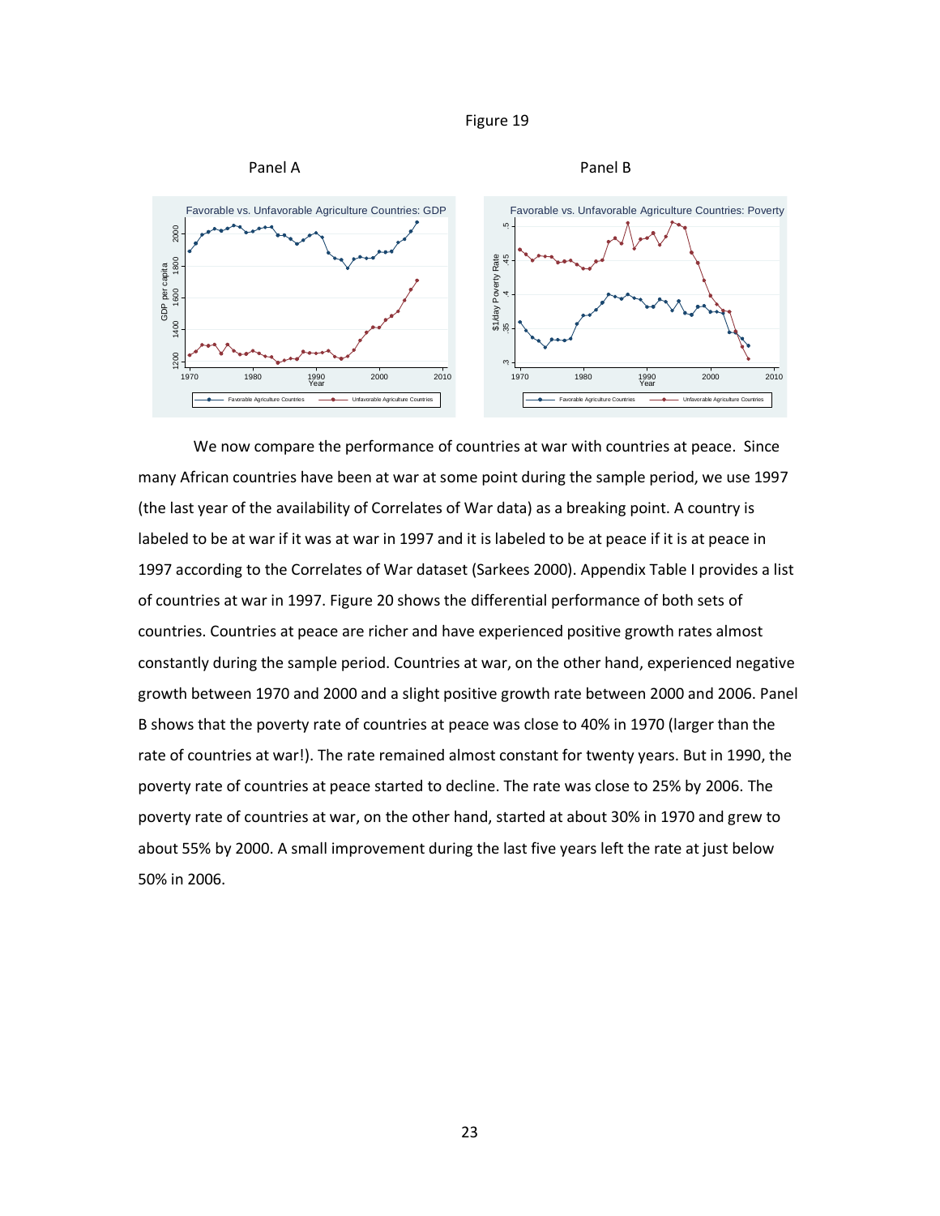Figure 19

Panel A

Panel B

We now compare the performance of countries at war with countries at peace. Since many African countries have been at war at some point during the sample period, we use 1997 (the last year of the availability of Correlates of War data) as a breaking point. A country is labeled to be at war if it was at war in 1997 and it is labeled to be at peace if it is at peace in 1997 according to the Correlates of War dataset (Sarkees 2000). Appendix Table I provides a list of countries at war in 1997. Figure 20 shows the differential performance of both sets of countries. Countries at peace are richer and have experienced positive growth rates almost constantly during the sample period. Countries at war, on the other hand, experienced negative growth between 1970 and 2000 and a slight positive growth rate between 2000 and 2006. Panel B shows that the poverty rate of countries at peace was close to 40% in 1970 (larger than the rate of countries at war!). The rate remained almost constant for twenty years. But in 1990, the poverty rate of countries at peace started to decline. The rate was close to 25% by 2006. The poverty rate of countries at war, on the other hand, started at about 30% in 1970 and grew to about 55% by 2000. A small improvement during the last five years left the rate at just below 50% in 2006.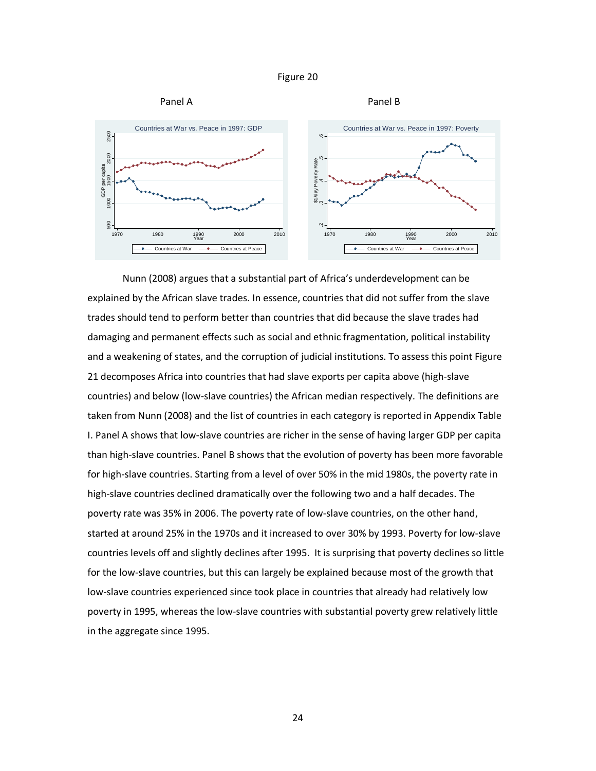Figure 20

Panel A

Panel B

Nunn (2008) argues that a substantial part of Africa's underdevelopment can be explained by the African slave trades. In essence, countries that did not suffer from the slave trades should tend to perform better than countries that did because the slave trades had damaging and permanent effects such as social and ethnic fragmentation, political instability and a weakening of states, and the corruption of judicial institutions. To assess this point Figure 21 decomposes Africa into countries that had slave exports per capita above (high-slave countries) and below (low-slave countries) the African median respectively. The definitions are taken from Nunn (2008) and the list of countries in each category is reported in Appendix Table I. Panel A shows that low-slave countries are richer in the sense of having larger GDP per capita than high-slave countries. Panel B shows that the evolution of poverty has been more favorable for high-slave countries. Starting from a level of over 50% in the mid 1980s, the poverty rate in high-slave countries declined dramatically over the following two and a half decades. The poverty rate was 35% in 2006. The poverty rate of low-slave countries, on the other hand, started at around 25% in the 1970s and it increased to over 30% by 1993. Poverty for low-slave countries levels off and slightly declines after 1995. It is surprising that poverty declines so little for the low-slave countries, but this can largely be explained because most of the growth that low-slave countries experienced since took place in countries that already had relatively low poverty in 1995, whereas the low-slave countries with substantial poverty grew relatively little in the aggregate since 1995.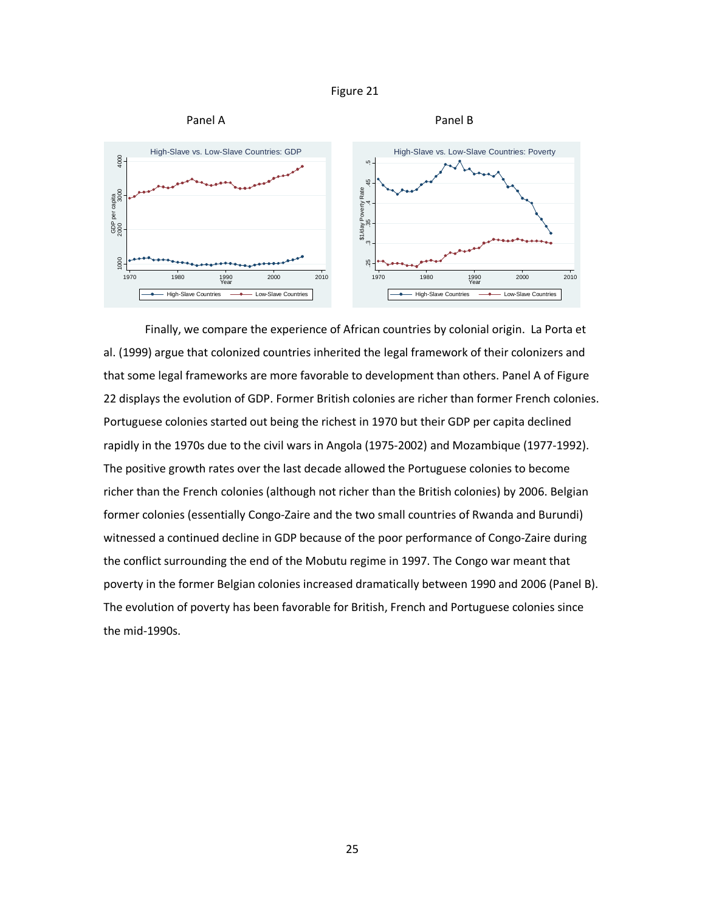Figure 21

Panel A

Panel B

Finally, we compare the experience of African countries by colonial origin. La Porta et al. (1999) argue that colonized countries inherited the legal framework of their colonizers and that some legal frameworks are more favorable to development than others. Panel A of Figure 22 displays the evolution of GDP. Former British colonies are richer than former French colonies. Portuguese colonies started out being the richest in 1970 but their GDP per capita declined rapidly in the 1970s due to the civil wars in Angola (1975-2002) and Mozambique (1977-1992). The positive growth rates over the last decade allowed the Portuguese colonies to become richer than the French colonies (although not richer than the British colonies) by 2006. Belgian former colonies (essentially Congo-Zaire and the two small countries of Rwanda and Burundi) witnessed a continued decline in GDP because of the poor performance of Congo-Zaire during the conflict surrounding the end of the Mobutu regime in 1997. The Congo war meant that poverty in the former Belgian colonies increased dramatically between 1990 and 2006 (Panel B). The evolution of poverty has been favorable for British, French and Portuguese colonies since the mid-1990s.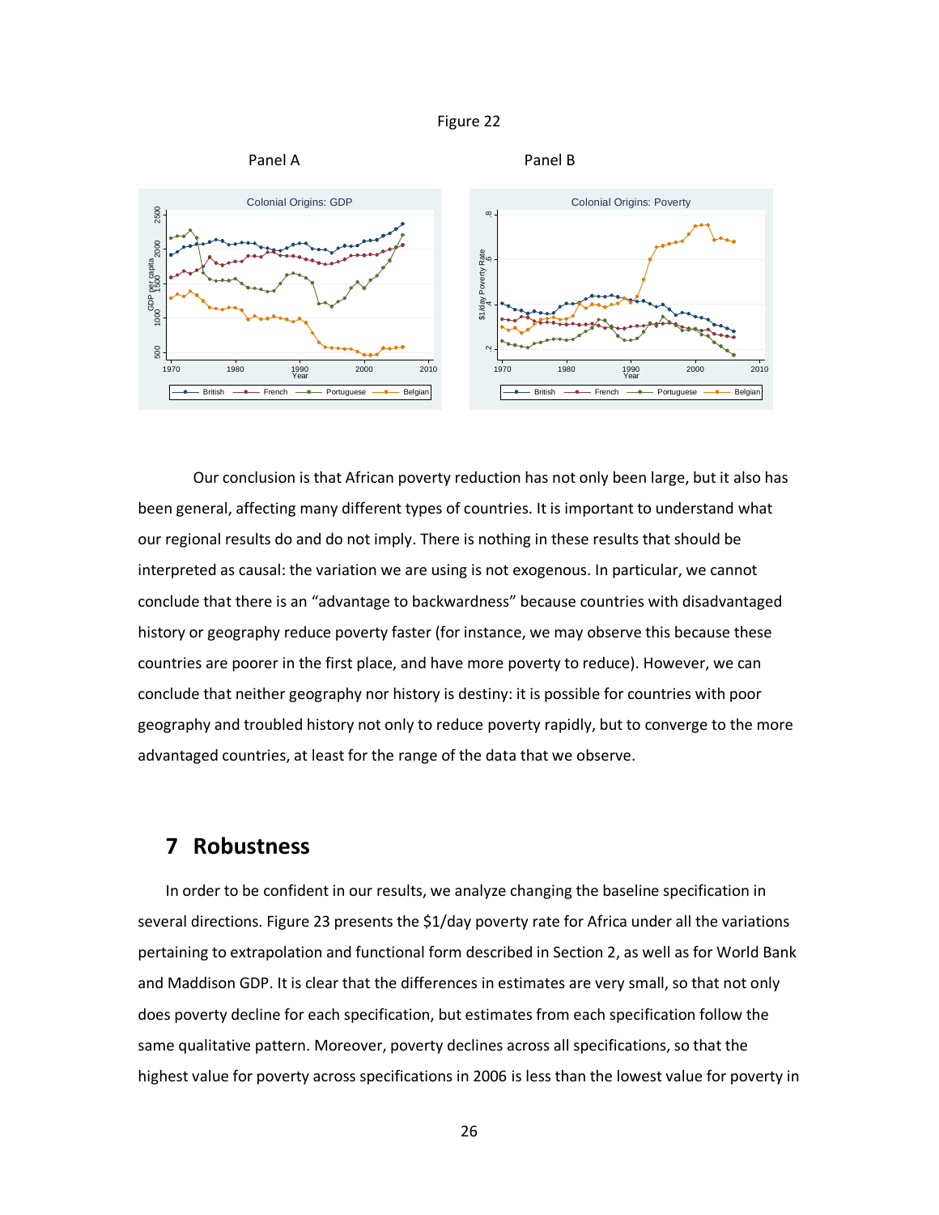Figure 22

Panel A

Panel B

Our conclusion is that African poverty reduction has not only been large, but it also has been general, affecting many different types of countries. It is important to understand what our regional results do and do not imply. There is nothing in these results that should be interpreted as causal: the variation we are using is not exogenous. In particular, we cannot conclude that there is an "advantage to backwardness" because countries with disadvantaged history or geography reduce poverty faster (for instance, we may observe this because these countries are poorer in the first place, and have more poverty to reduce). However, we can conclude that neither geography nor history is destiny: it is possible for countries with poor geography and troubled history not only to reduce poverty rapidly, but to converge to the more advantaged countries, at least for the range of the data that we observe.

## 7 Robustness

In order to be confident in our results, we analyze changing the baseline specification in several directions. Figure 23 presents the $1/day poverty rate for Africa under all the variations pertaining to extrapolation and functional form described in Section 2, as well as for World Bank and Maddison GDP. It is clear that the differences in estimates are very small, so that not only does poverty decline for each specification, but estimates from each specification follow the same qualitative pattern. Moreover, poverty declines across all specifications, so that the highest value for poverty across specifications in 2006 is less than the lowest value for poverty in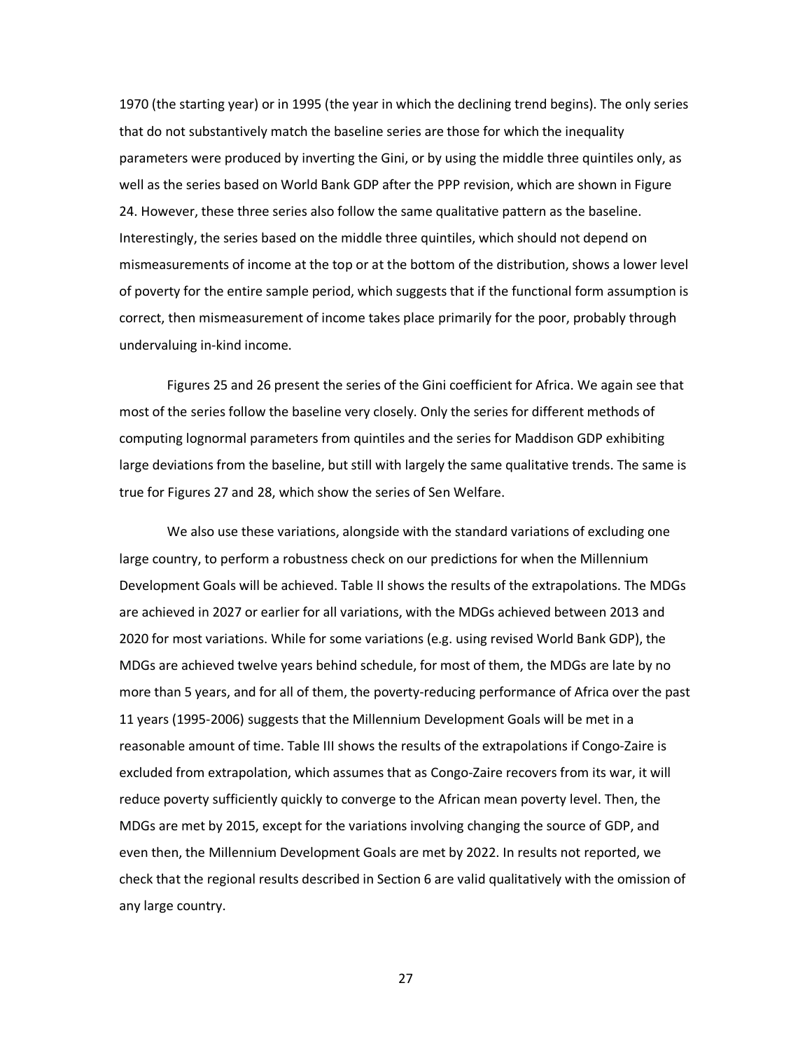1970 (the starting year) or in 1995 (the year in which the declining trend begins). The only series that do not substantively match the baseline series are those for which the inequality parameters were produced by inverting the Gini, or by using the middle three quintiles only, as well as the series based on World Bank GDP after the PPP revision, which are shown in Figure 24. However, these three series also follow the same qualitative pattern as the baseline. Interestingly, the series based on the middle three quintiles, which should not depend on mismeasurements of income at the top or at the bottom of the distribution, shows a lower level of poverty for the entire sample period, which suggests that if the functional form assumption is correct, then mismeasurement of income takes place primarily for the poor, probably through undervaluing in-kind income.

Figures 25 and 26 present the series of the Gini coefficient for Africa. We again see that most of the series follow the baseline very closely. Only the series for different methods of computing lognormal parameters from quintiles and the series for Maddison GDP exhibiting large deviations from the baseline, but still with largely the same qualitative trends. The same is true for Figures 27 and 28, which show the series of Sen Welfare.

We also use these variations, alongside with the standard variations of excluding one large country, to perform a robustness check on our predictions for when the Millennium Development Goals will be achieved. Table II shows the results of the extrapolations. The MDGs are achieved in 2027 or earlier for all variations, with the MDGs achieved between 2013 and 2020 for most variations. While for some variations (e.g. using revised World Bank GDP), the MDGs are achieved twelve years behind schedule, for most of them, the MDGs are late by no more than 5 years, and for all of them, the poverty-reducing performance of Africa over the past 11 years (1995-2006) suggests that the Millennium Development Goals will be met in a reasonable amount of time. Table III shows the results of the extrapolations if Congo-Zaire is excluded from extrapolation, which assumes that as Congo-Zaire recovers from its war, it will reduce poverty sufficiently quickly to converge to the African mean poverty level. Then, the MDGs are met by 2015, except for the variations involving changing the source of GDP, and even then, the Millennium Development Goals are met by 2022. In results not reported, we check that the regional results described in Section 6 are valid qualitatively with the omission of any large country.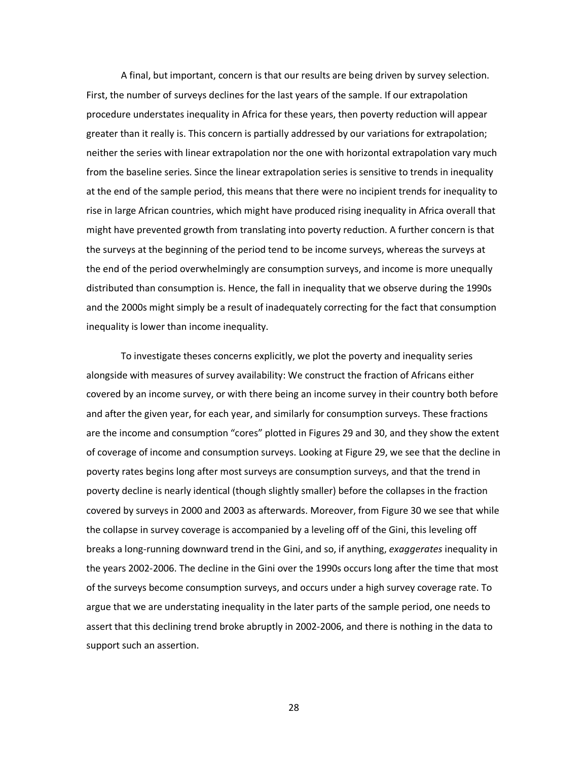A final, but important, concern is that our results are being driven by survey selection. First, the number of surveys declines for the last years of the sample. If our extrapolation procedure understates inequality in Africa for these years, then poverty reduction will appear greater than it really is. This concern is partially addressed by our variations for extrapolation; neither the series with linear extrapolation nor the one with horizontal extrapolation vary much from the baseline series. Since the linear extrapolation series is sensitive to trends in inequality at the end of the sample period, this means that there were no incipient trends for inequality to rise in large African countries, which might have produced rising inequality in Africa overall that might have prevented growth from translating into poverty reduction. A further concern is that the surveys at the beginning of the period tend to be income surveys, whereas the surveys at the end of the period overwhelmingly are consumption surveys, and income is more unequally distributed than consumption is. Hence, the fall in inequality that we observe during the 1990s and the 2000s might simply be a result of inadequately correcting for the fact that consumption inequality is lower than income inequality.

To investigate theses concerns explicitly, we plot the poverty and inequality series alongside with measures of survey availability: We construct the fraction of Africans either covered by an income survey, or with there being an income survey in their country both before and after the given year, for each year, and similarly for consumption surveys. These fractions are the income and consumption "cores" plotted in Figures 29 and 30, and they show the extent of coverage of income and consumption surveys. Looking at Figure 29, we see that the decline in poverty rates begins long after most surveys are consumption surveys, and that the trend in poverty decline is nearly identical (though slightly smaller) before the collapses in the fraction covered by surveys in 2000 and 2003 as afterwards. Moreover, from Figure 30 we see that while the collapse in survey coverage is accompanied by a leveling off of the Gini, this leveling off breaks a long-running downward trend in the Gini, and so, if anything, *exaggerates* inequality in the years 2002-2006. The decline in the Gini over the 1990s occurs long after the time that most of the surveys become consumption surveys, and occurs under a high survey coverage rate. To argue that we are understating inequality in the later parts of the sample period, one needs to assert that this declining trend broke abruptly in 2002-2006, and there is nothing in the data to support such an assertion.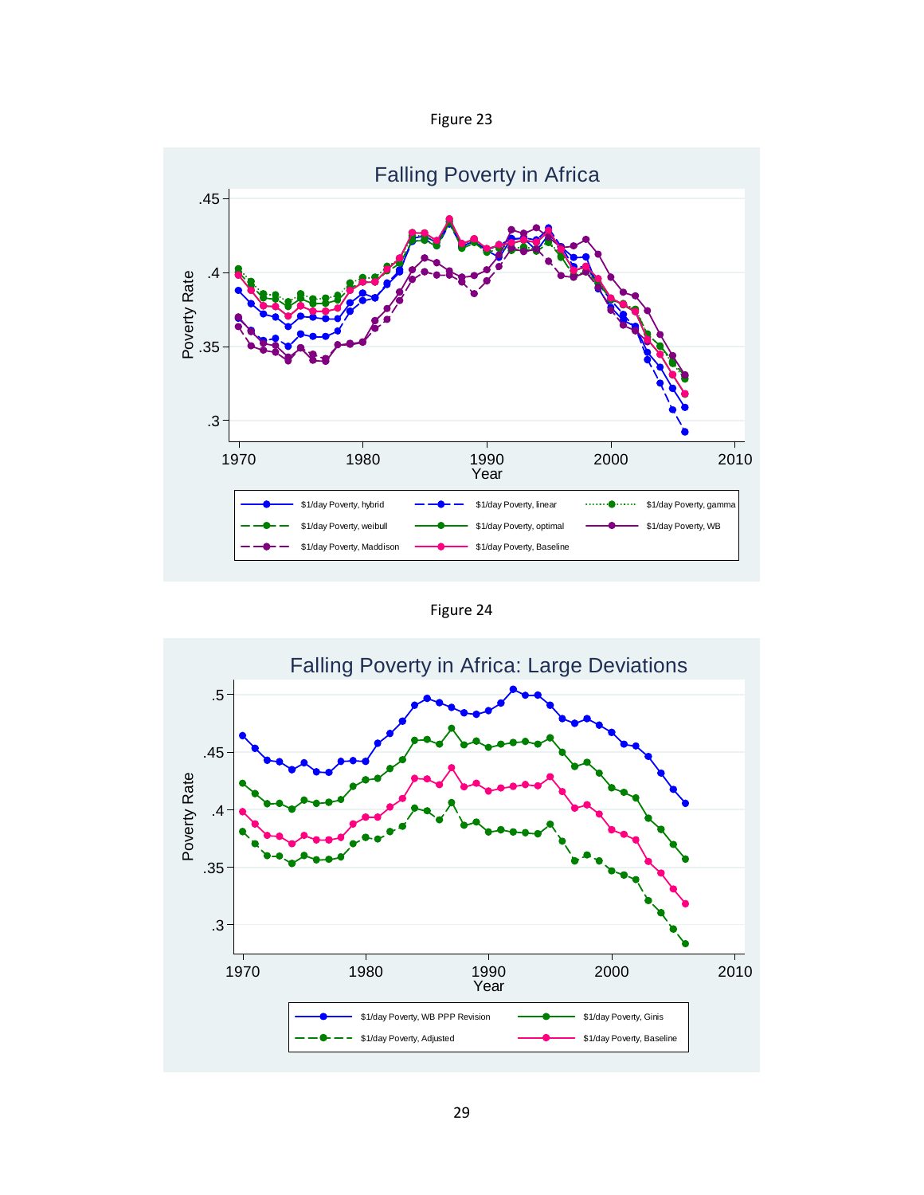Figure 23

Figure 24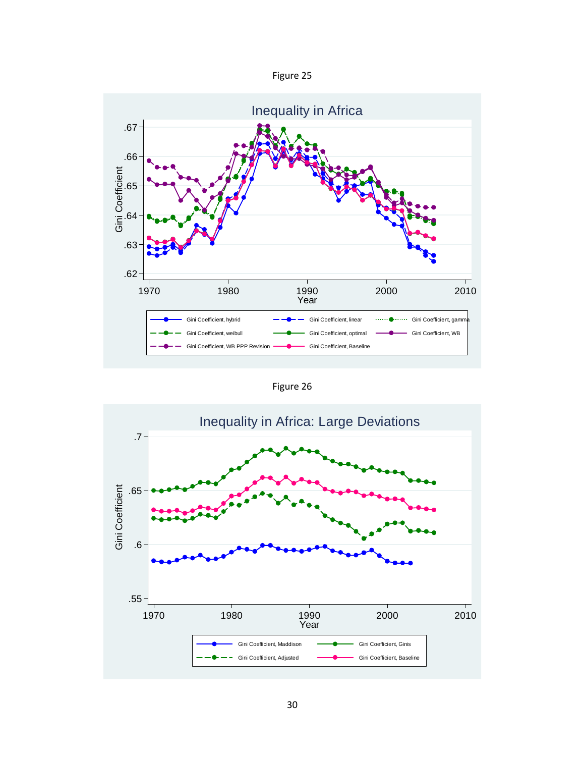Figure 25

Figure 26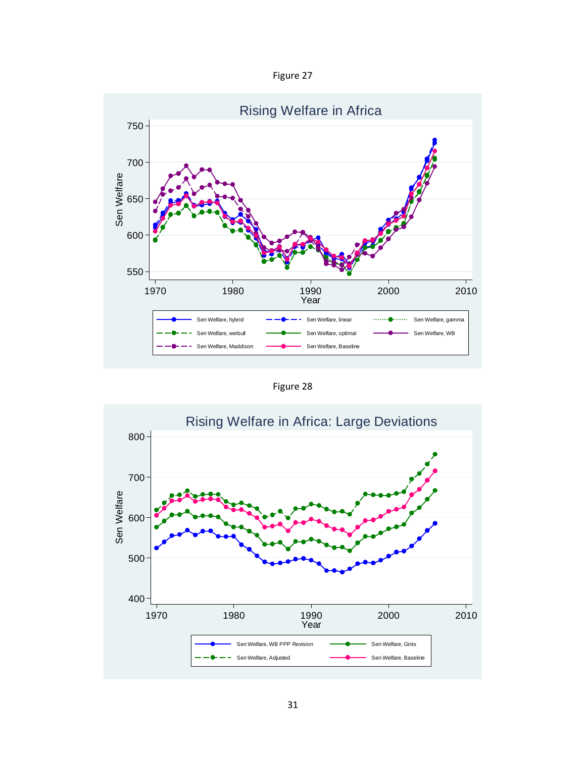Figure 27

Figure 28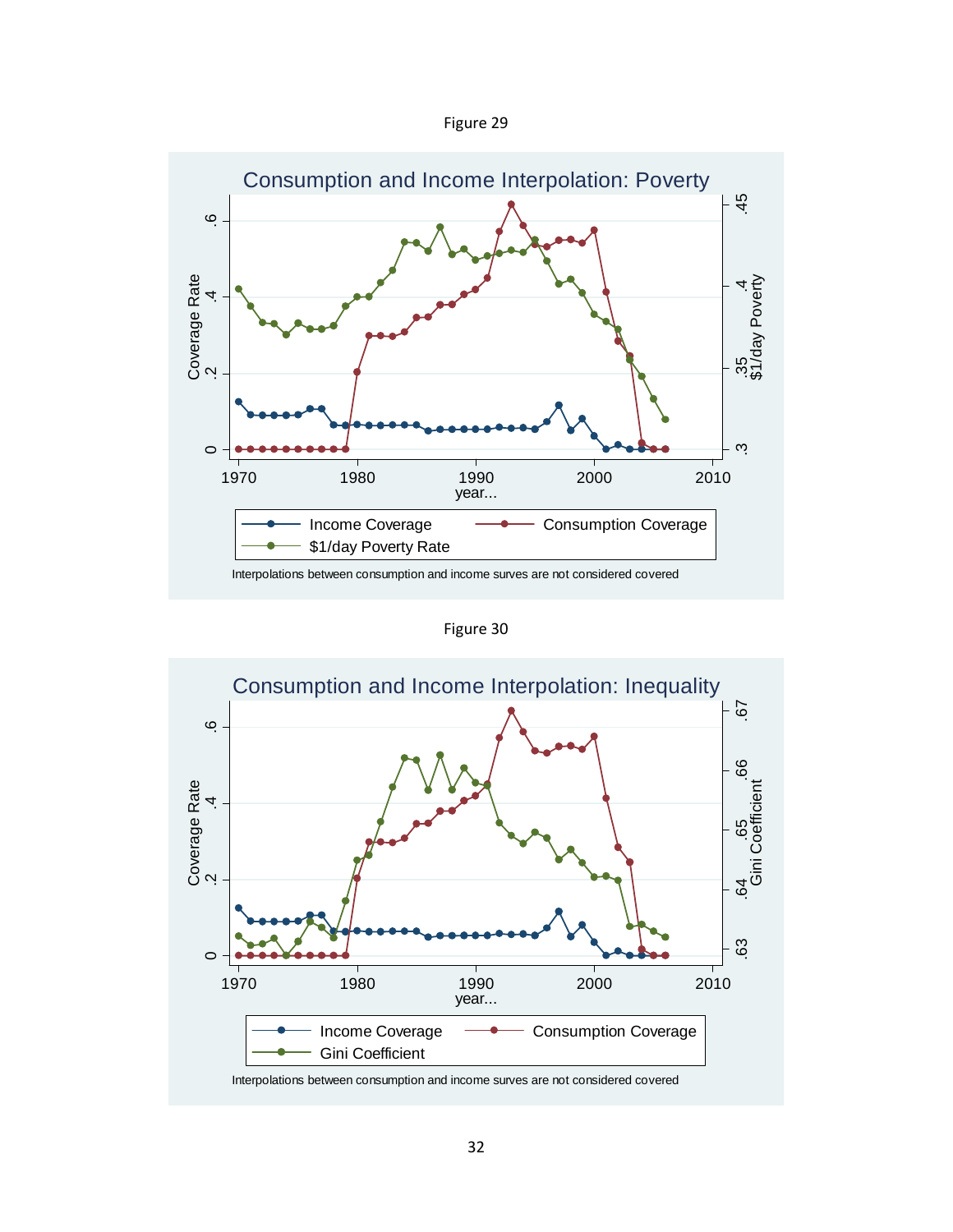Figure 29

Consumption and Income Interpolation: Poverty

Interpolations between consumption and income surves are not considered covered

Figure 30

Consumption and Income Interpolation: Inequality

Interpolations between consumption and income surves are not considered covered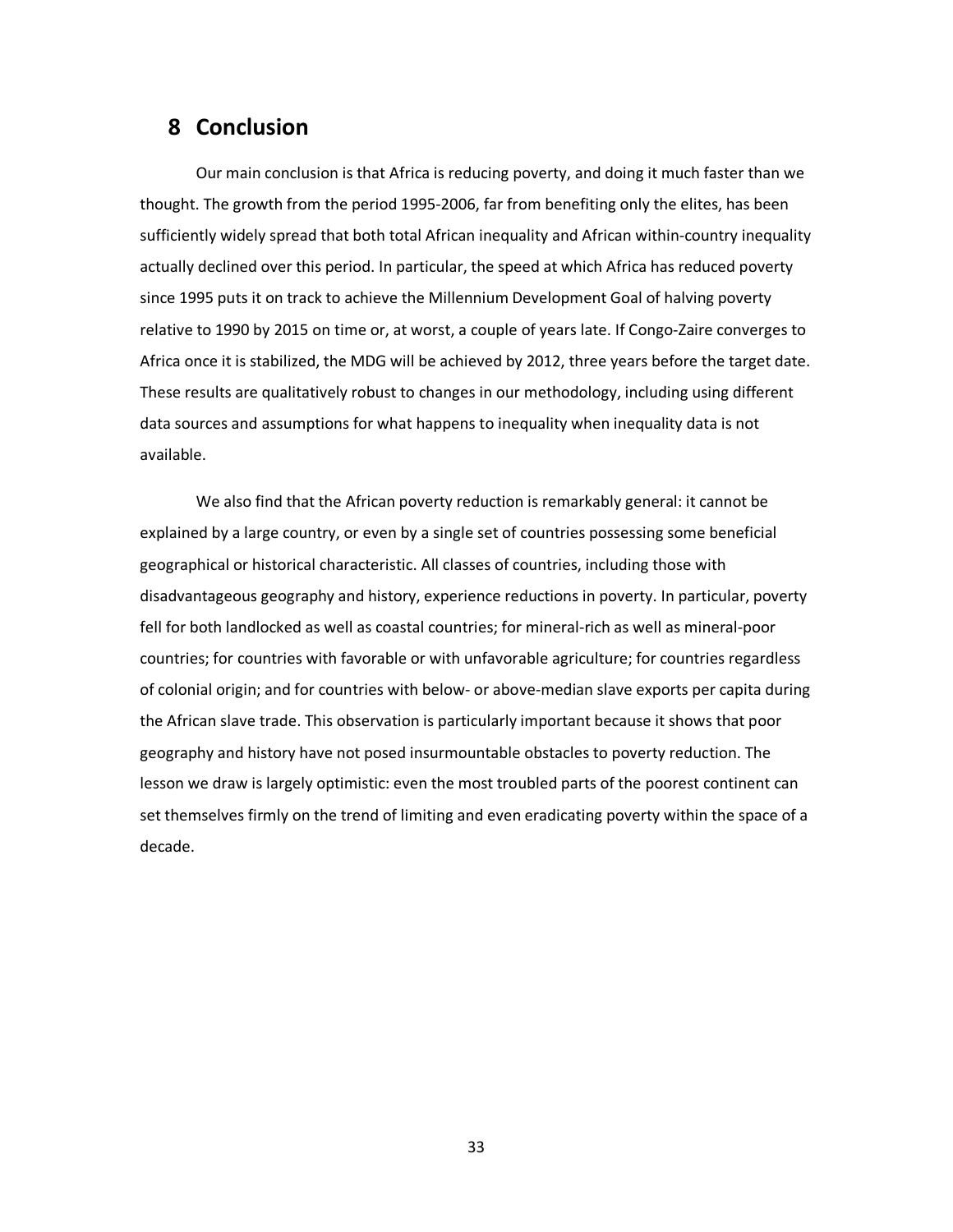## 8 Conclusion

Our main conclusion is that Africa is reducing poverty, and doing it much faster than we thought. The growth from the period 1995-2006, far from benefiting only the elites, has been sufficiently widely spread that both total African inequality and African within-country inequality actually declined over this period. In particular, the speed at which Africa has reduced poverty since 1995 puts it on track to achieve the Millennium Development Goal of halving poverty relative to 1990 by 2015 on time or, at worst, a couple of years late. If Congo-Zaire converges to Africa once it is stabilized, the MDG will be achieved by 2012, three years before the target date. These results are qualitatively robust to changes in our methodology, including using different data sources and assumptions for what happens to inequality when inequality data is not available.

We also find that the African poverty reduction is remarkably general: it cannot be explained by a large country, or even by a single set of countries possessing some beneficial geographical or historical characteristic. All classes of countries, including those with disadvantageous geography and history, experience reductions in poverty. In particular, poverty fell for both landlocked as well as coastal countries; for mineral-rich as well as mineral-poor countries; for countries with favorable or with unfavorable agriculture; for countries regardless of colonial origin; and for countries with below- or above-median slave exports per capita during the African slave trade. This observation is particularly important because it shows that poor geography and history have not posed insurmountable obstacles to poverty reduction. The lesson we draw is largely optimistic: even the most troubled parts of the poorest continent can set themselves firmly on the trend of limiting and even eradicating poverty within the space of a decade.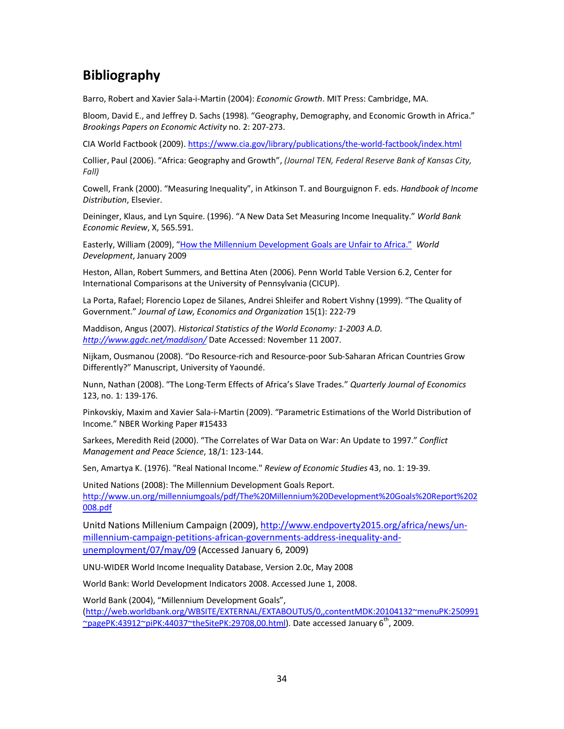## Bibliography

Barro, Robert and Xavier Sala-i-Martin (2004): *Economic Growth*. MIT Press: Cambridge, MA.

Bloom, David E., and Jeffrey D. Sachs (1998). "Geography, Demography, and Economic Growth in Africa." *Brookings Papers on Economic Activity* no. 2: 207-273.

CIA World Factbook (2009). https://www.cia.gov/library/publications/the-world-factbook/index.html

Collier, Paul (2006). "Africa: Geography and Growth", *(Journal TEN, Federal Reserve Bank of Kansas City, Fall)*

Cowell, Frank (2000). "Measuring Inequality", in Atkinson T. and Bourguignon F. eds. *Handbook of Income Distribution*, Elsevier.

Deininger, Klaus, and Lyn Squire. (1996). "A New Data Set Measuring Income Inequality." *World Bank Economic Review*, X, 565.591.

Easterly, William (2009), "How the Millennium Development Goals are Unfair to Africa." *World Development*, January 2009

Heston, Allan, Robert Summers, and Bettina Aten (2006). Penn World Table Version 6.2, Center for International Comparisons at the University of Pennsylvania (CICUP).

La Porta, Rafael; Florencio Lopez de Silanes, Andrei Shleifer and Robert Vishny (1999). "The Quality of Government." *Journal of Law, Economics and Organization* 15(1): 222-79

Maddison, Angus (2007). *Historical Statistics of the World Economy: 1-2003 A.D.* *http://www.ggdc.net/maddison/* Date Accessed: November 11 2007.

Nijkam, Ousmanou (2008). "Do Resource-rich and Resource-poor Sub-Saharan African Countries Grow Differently?" Manuscript, University of Yaoundé.

Nunn, Nathan (2008). "The Long-Term Effects of Africa's Slave Trades." *Quarterly Journal of Economics* 123, no. 1: 139-176.

Pinkovskiy, Maxim and Xavier Sala-i-Martin (2009). "Parametric Estimations of the World Distribution of Income." NBER Working Paper #15433

Sarkees, Meredith Reid (2000). "The Correlates of War Data on War: An Update to 1997." *Conflict Management and Peace Science*, 18/1: 123-144.

Sen, Amartya K. (1976). "Real National Income." *Review of Economic Studies* 43, no. 1: 19-39.

United Nations (2008): The Millennium Development Goals Report. http://www.un.org/millenniumgoals/pdf/The%20Millennium%20Development%20Goals%20Report%202008.pdf

Unitd Nations Millenium Campaign (2009), http://www.endpoverty2015.org/africa/news/un-millennium-campaign-petitions-african-governments-address-inequality-and-unemployment/07/may/09 (Accessed January 6, 2009)

UNU-WIDER World Income Inequality Database, Version 2.0c, May 2008

World Bank: World Development Indicators 2008. Accessed June 1, 2008.

World Bank (2004), "Millennium Development Goals", (http://web.worldbank.org/WBSITE/EXTERNAL/EXTABOUTUS/0,,contentMDK:20104132~menuPK:250991~pagePK:43912~piPK:44037~theSitePK:29708,00.html). Date accessed January 6th, 2009.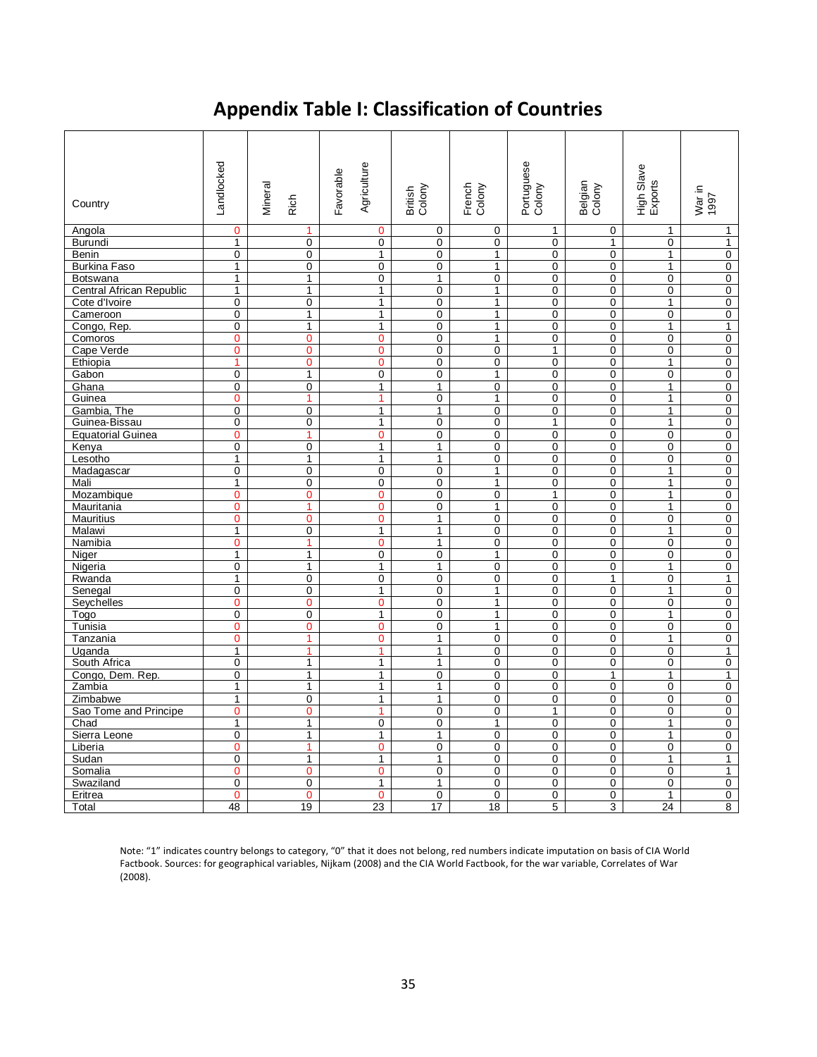# Appendix Table I: Classification of Countries

| Country | Landlocked | Mineral Rich | Favorable Agriculture | British Colony | French Colony | Portuguese Colony | Belgian Colony | High Slave Exports | War in 1997 |
|---|---|---|---|---|---|---|---|---|---|
| Angola | 0 | 1 | 0 | 0 | 0 | 1 | 0 | 1 | 1 |
| Burundi | 1 | 0 | 0 | 0 | 0 | 0 | 1 | 0 | 1 |
| Benin | 0 | 0 | 1 | 0 | 1 | 0 | 0 | 1 | 0 |
| Burkina Faso | 1 | 0 | 0 | 0 | 1 | 0 | 0 | 1 | 0 |
| Botswana | 1 | 1 | 0 | 1 | 0 | 0 | 0 | 0 | 0 |
| Central African Republic | 1 | 1 | 1 | 0 | 1 | 0 | 0 | 0 | 0 |
| Cote d'Ivoire | 0 | 0 | 1 | 0 | 1 | 0 | 0 | 1 | 0 |
| Cameroon | 0 | 1 | 1 | 0 | 1 | 0 | 0 | 0 | 0 |
| Congo, Rep. | 0 | 1 | 1 | 0 | 1 | 0 | 0 | 1 | 1 |
| Comoros | 0 | 0 | 0 | 0 | 1 | 0 | 0 | 0 | 0 |
| Cape Verde | 0 | 0 | 0 | 0 | 0 | 1 | 0 | 0 | 0 |
| Ethiopia | 1 | 0 | 0 | 0 | 0 | 0 | 0 | 1 | 0 |
| Gabon | 0 | 1 | 0 | 0 | 1 | 0 | 0 | 0 | 0 |
| Ghana | 0 | 0 | 1 | 1 | 0 | 0 | 0 | 1 | 0 |
| Guinea | 0 | 1 | 1 | 0 | 1 | 0 | 0 | 1 | 0 |
| Gambia, The | 0 | 0 | 1 | 1 | 0 | 0 | 0 | 1 | 0 |
| Guinea-Bissau | 0 | 0 | 1 | 0 | 0 | 1 | 0 | 1 | 0 |
| Equatorial Guinea | 0 | 1 | 0 | 0 | 0 | 0 | 0 | 0 | 0 |
| Kenya | 0 | 0 | 1 | 1 | 0 | 0 | 0 | 0 | 0 |
| Lesotho | 1 | 1 | 1 | 1 | 0 | 0 | 0 | 0 | 0 |
| Madagascar | 0 | 0 | 0 | 0 | 1 | 0 | 0 | 1 | 0 |
| Mali | 1 | 0 | 0 | 0 | 1 | 0 | 0 | 1 | 0 |
| Mozambique | 0 | 0 | 0 | 0 | 0 | 1 | 0 | 1 | 0 |
| Mauritania | 0 | 1 | 0 | 0 | 1 | 0 | 0 | 1 | 0 |
| Mauritius | 0 | 0 | 0 | 1 | 0 | 0 | 0 | 0 | 0 |
| Malawi | 1 | 0 | 1 | 1 | 0 | 0 | 0 | 1 | 0 |
| Namibia | 0 | 1 | 0 | 1 | 0 | 0 | 0 | 0 | 0 |
| Niger | 1 | 1 | 0 | 0 | 1 | 0 | 0 | 0 | 0 |
| Nigeria | 0 | 1 | 1 | 1 | 0 | 0 | 0 | 1 | 0 |
| Rwanda | 1 | 0 | 0 | 0 | 0 | 0 | 1 | 0 | 1 |
| Senegal | 0 | 0 | 1 | 0 | 1 | 0 | 0 | 1 | 0 |
| Seychelles | 0 | 0 | 0 | 0 | 1 | 0 | 0 | 0 | 0 |
| Togo | 0 | 0 | 1 | 0 | 1 | 0 | 0 | 1 | 0 |
| Tunisia | 0 | 0 | 0 | 0 | 1 | 0 | 0 | 0 | 0 |
| Tanzania | 0 | 1 | 0 | 1 | 0 | 0 | 0 | 1 | 0 |
| Uganda | 1 | 1 | 1 | 1 | 0 | 0 | 0 | 0 | 1 |
| South Africa | 0 | 1 | 1 | 1 | 0 | 0 | 0 | 0 | 0 |
| Congo, Dem. Rep. | 0 | 1 | 1 | 0 | 0 | 0 | 1 | 1 | 1 |
| Zambia | 1 | 1 | 1 | 1 | 0 | 0 | 0 | 0 | 0 |
| Zimbabwe | 1 | 0 | 1 | 1 | 0 | 0 | 0 | 0 | 0 |
| Sao Tome and Principe | 0 | 0 | 1 | 0 | 0 | 1 | 0 | 0 | 0 |
| Chad | 1 | 1 | 0 | 0 | 1 | 0 | 0 | 1 | 0 |
| Sierra Leone | 0 | 1 | 1 | 1 | 0 | 0 | 0 | 1 | 0 |
| Liberia | 0 | 1 | 0 | 0 | 0 | 0 | 0 | 0 | 0 |
| Sudan | 0 | 1 | 1 | 1 | 0 | 0 | 0 | 1 | 1 |
| Somalia | 0 | 0 | 0 | 0 | 0 | 0 | 0 | 0 | 1 |
| Swaziland | 0 | 0 | 1 | 1 | 0 | 0 | 0 | 0 | 0 |
| Eritrea | 0 | 0 | 0 | 0 | 0 | 0 | 0 | 1 | 0 |
| Total | 48 | 19 | 23 | 17 | 18 | 5 | 3 | 24 | 8 |

Note: "1" indicates country belongs to category, "0" that it does not belong, red numbers indicate imputation on basis of CIA World Factbook. Sources: for geographical variables, Nijkam (2008) and the CIA World Factbook, for the war variable, Correlates of War (2008).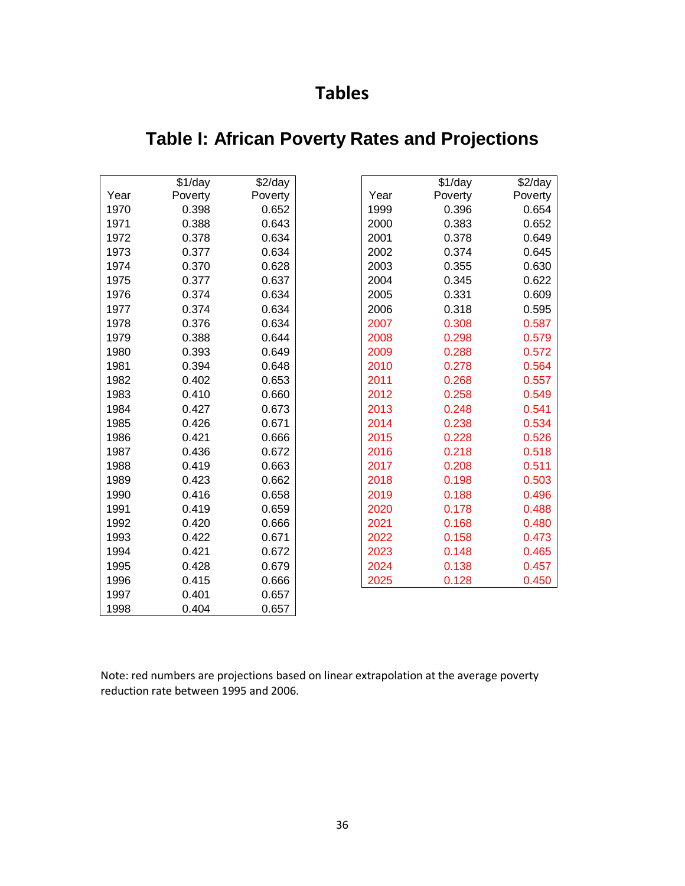# Tables

## Table I: African Poverty Rates and Projections

| Year | $1/day Poverty | $2/day Poverty |
|---|---|---|
| 1970 | 0.398 | 0.652 |
| 1971 | 0.388 | 0.643 |
| 1972 | 0.378 | 0.634 |
| 1973 | 0.377 | 0.634 |
| 1974 | 0.370 | 0.628 |
| 1975 | 0.377 | 0.637 |
| 1976 | 0.374 | 0.634 |
| 1977 | 0.374 | 0.634 |
| 1978 | 0.376 | 0.634 |
| 1979 | 0.388 | 0.644 |
| 1980 | 0.393 | 0.649 |
| 1981 | 0.394 | 0.648 |
| 1982 | 0.402 | 0.653 |
| 1983 | 0.410 | 0.660 |
| 1984 | 0.427 | 0.673 |
| 1985 | 0.426 | 0.671 |
| 1986 | 0.421 | 0.666 |
| 1987 | 0.436 | 0.672 |
| 1988 | 0.419 | 0.663 |
| 1989 | 0.423 | 0.662 |
| 1990 | 0.416 | 0.658 |
| 1991 | 0.419 | 0.659 |
| 1992 | 0.420 | 0.666 |
| 1993 | 0.422 | 0.671 |
| 1994 | 0.421 | 0.672 |
| 1995 | 0.428 | 0.679 |
| 1996 | 0.415 | 0.666 |
| 1997 | 0.401 | 0.657 |
| 1998 | 0.404 | 0.657 |

| Year | $1/day Poverty | $2/day Poverty |
|---|---|---|
| 1999 | 0.396 | 0.654 |
| 2000 | 0.383 | 0.652 |
| 2001 | 0.378 | 0.649 |
| 2002 | 0.374 | 0.645 |
| 2003 | 0.355 | 0.630 |
| 2004 | 0.345 | 0.622 |
| 2005 | 0.331 | 0.609 |
| 2006 | 0.318 | 0.595 |
| 2007 | 0.308 | 0.587 |
| 2008 | 0.298 | 0.579 |
| 2009 | 0.288 | 0.572 |
| 2010 | 0.278 | 0.564 |
| 2011 | 0.268 | 0.557 |
| 2012 | 0.258 | 0.549 |
| 2013 | 0.248 | 0.541 |
| 2014 | 0.238 | 0.534 |
| 2015 | 0.228 | 0.526 |
| 2016 | 0.218 | 0.518 |
| 2017 | 0.208 | 0.511 |
| 2018 | 0.198 | 0.503 |
| 2019 | 0.188 | 0.496 |
| 2020 | 0.178 | 0.488 |
| 2021 | 0.168 | 0.480 |
| 2022 | 0.158 | 0.473 |
| 2023 | 0.148 | 0.465 |
| 2024 | 0.138 | 0.457 |
| 2025 | 0.128 | 0.450 |

Note: red numbers are projections based on linear extrapolation at the average poverty reduction rate between 1995 and 2006.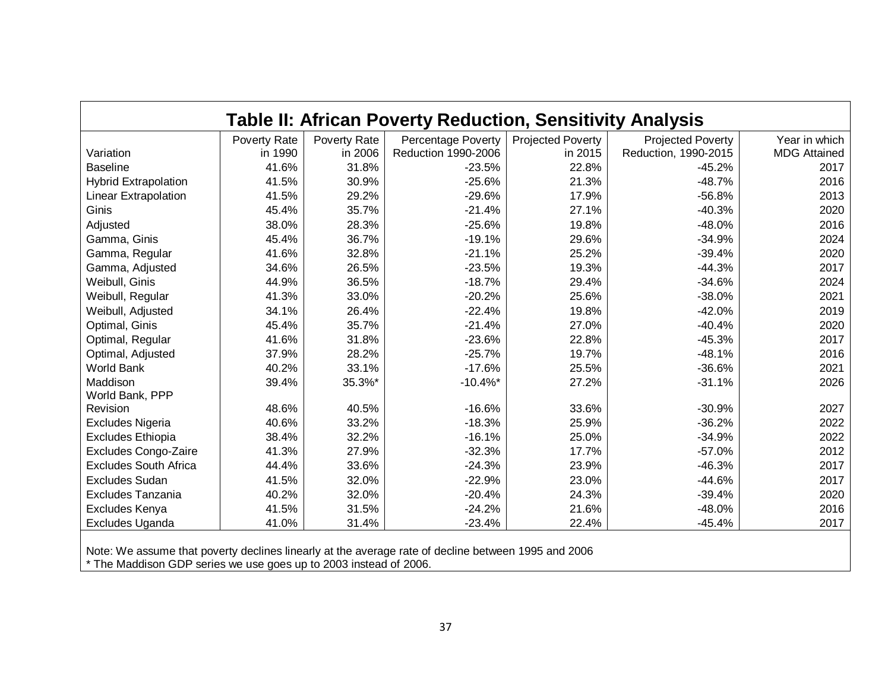**Table II: African Poverty Reduction, Sensitivity Analysis**

| Variation | Poverty Rate in 1990 | Poverty Rate in 2006 | Percentage Poverty Reduction 1990-2006 | Projected Poverty in 2015 | Projected Poverty Reduction, 1990-2015 | Year in which MDG Attained |
|---|---|---|---|---|---|---|
| Baseline | 41.6% | 31.8% | -23.5% | 22.8% | -45.2% | 2017 |
| Hybrid Extrapolation | 41.5% | 30.9% | -25.6% | 21.3% | -48.7% | 2016 |
| Linear Extrapolation | 41.5% | 29.2% | -29.6% | 17.9% | -56.8% | 2013 |
| Ginis | 45.4% | 35.7% | -21.4% | 27.1% | -40.3% | 2020 |
| Adjusted | 38.0% | 28.3% | -25.6% | 19.8% | -48.0% | 2016 |
| Gamma, Ginis | 45.4% | 36.7% | -19.1% | 29.6% | -34.9% | 2024 |
| Gamma, Regular | 41.6% | 32.8% | -21.1% | 25.2% | -39.4% | 2020 |
| Gamma, Adjusted | 34.6% | 26.5% | -23.5% | 19.3% | -44.3% | 2017 |
| Weibull, Ginis | 44.9% | 36.5% | -18.7% | 29.4% | -34.6% | 2024 |
| Weibull, Regular | 41.3% | 33.0% | -20.2% | 25.6% | -38.0% | 2021 |
| Weibull, Adjusted | 34.1% | 26.4% | -22.4% | 19.8% | -42.0% | 2019 |
| Optimal, Ginis | 45.4% | 35.7% | -21.4% | 27.0% | -40.4% | 2020 |
| Optimal, Regular | 41.6% | 31.8% | -23.6% | 22.8% | -45.3% | 2017 |
| Optimal, Adjusted | 37.9% | 28.2% | -25.7% | 19.7% | -48.1% | 2016 |
| World Bank | 40.2% | 33.1% | -17.6% | 25.5% | -36.6% | 2021 |
| Maddison | 39.4% | 35.3%* | -10.4%* | 27.2% | -31.1% | 2026 |
| World Bank, PPP Revision | 48.6% | 40.5% | -16.6% | 33.6% | -30.9% | 2027 |
| Excludes Nigeria | 40.6% | 33.2% | -18.3% | 25.9% | -36.2% | 2022 |
| Excludes Ethiopia | 38.4% | 32.2% | -16.1% | 25.0% | -34.9% | 2022 |
| Excludes Congo-Zaire | 41.3% | 27.9% | -32.3% | 17.7% | -57.0% | 2012 |
| Excludes South Africa | 44.4% | 33.6% | -24.3% | 23.9% | -46.3% | 2017 |
| Excludes Sudan | 41.5% | 32.0% | -22.9% | 23.0% | -44.6% | 2017 |
| Excludes Tanzania | 40.2% | 32.0% | -20.4% | 24.3% | -39.4% | 2020 |
| Excludes Kenya | 41.5% | 31.5% | -24.2% | 21.6% | -48.0% | 2016 |
| Excludes Uganda | 41.0% | 31.4% | -23.4% | 22.4% | -45.4% | 2017 |

Note: We assume that poverty declines linearly at the average rate of decline between 1995 and 2006
* The Maddison GDP series we use goes up to 2003 instead of 2006.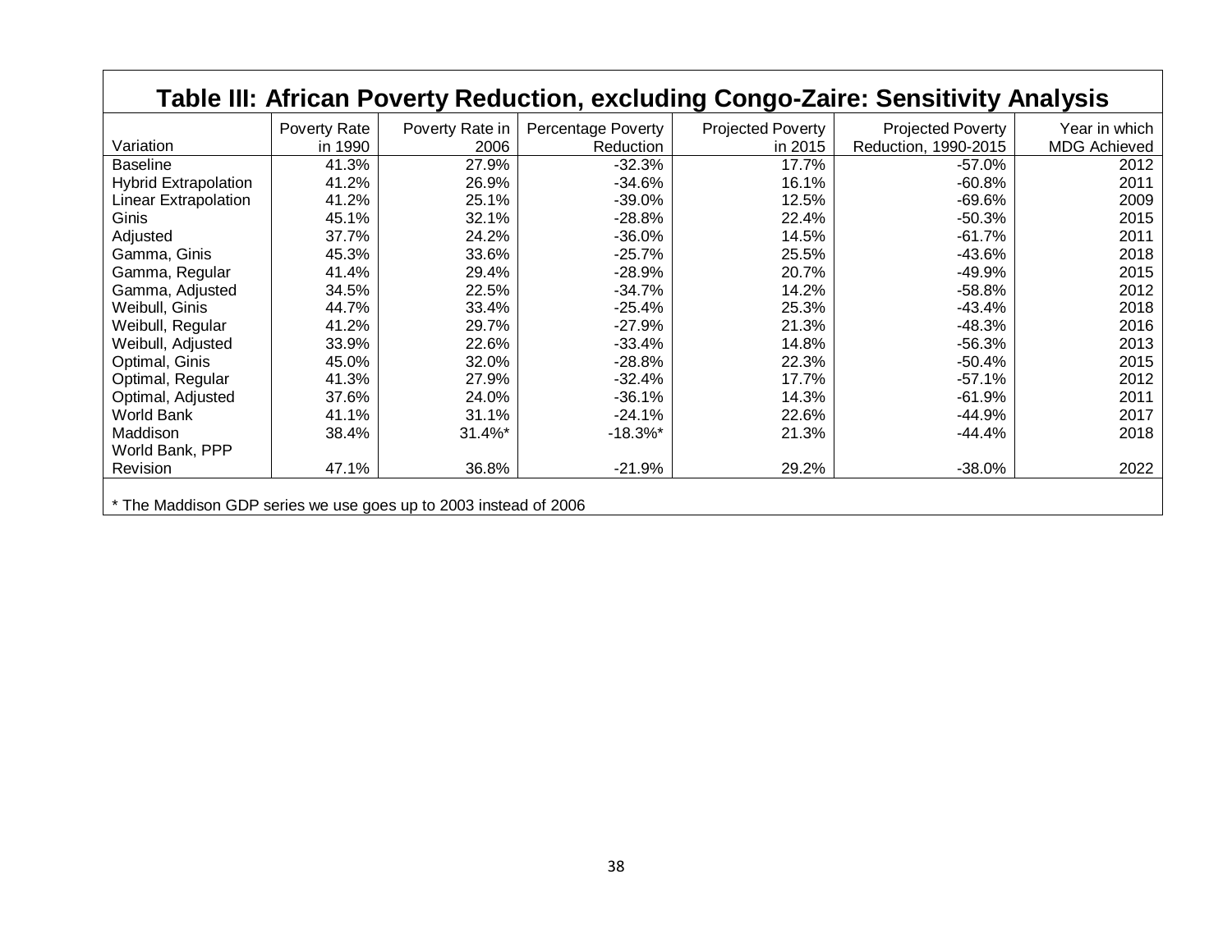## Table III: African Poverty Reduction, excluding Congo-Zaire: Sensitivity Analysis

| Variation | Poverty Rate in 1990 | Poverty Rate in 2006 | Percentage Poverty Reduction | Projected Poverty in 2015 | Projected Poverty Reduction, 1990-2015 | Year in which MDG Achieved |
|---|---|---|---|---|---|---|
| Baseline | 41.3% | 27.9% | -32.3% | 17.7% | -57.0% | 2012 |
| Hybrid Extrapolation | 41.2% | 26.9% | -34.6% | 16.1% | -60.8% | 2011 |
| Linear Extrapolation | 41.2% | 25.1% | -39.0% | 12.5% | -69.6% | 2009 |
| Ginis | 45.1% | 32.1% | -28.8% | 22.4% | -50.3% | 2015 |
| Adjusted | 37.7% | 24.2% | -36.0% | 14.5% | -61.7% | 2011 |
| Gamma, Ginis | 45.3% | 33.6% | -25.7% | 25.5% | -43.6% | 2018 |
| Gamma, Regular | 41.4% | 29.4% | -28.9% | 20.7% | -49.9% | 2015 |
| Gamma, Adjusted | 34.5% | 22.5% | -34.7% | 14.2% | -58.8% | 2012 |
| Weibull, Ginis | 44.7% | 33.4% | -25.4% | 25.3% | -43.4% | 2018 |
| Weibull, Regular | 41.2% | 29.7% | -27.9% | 21.3% | -48.3% | 2016 |
| Weibull, Adjusted | 33.9% | 22.6% | -33.4% | 14.8% | -56.3% | 2013 |
| Optimal, Ginis | 45.0% | 32.0% | -28.8% | 22.3% | -50.4% | 2015 |
| Optimal, Regular | 41.3% | 27.9% | -32.4% | 17.7% | -57.1% | 2012 |
| Optimal, Adjusted | 37.6% | 24.0% | -36.1% | 14.3% | -61.9% | 2011 |
| World Bank | 41.1% | 31.1% | -24.1% | 22.6% | -44.9% | 2017 |
| Maddison | 38.4% | 31.4%* | -18.3%* | 21.3% | -44.4% | 2018 |
| World Bank, PPP Revision | 47.1% | 36.8% | -21.9% | 29.2% | -38.0% | 2022 |

* The Maddison GDP series we use goes up to 2003 instead of 2006